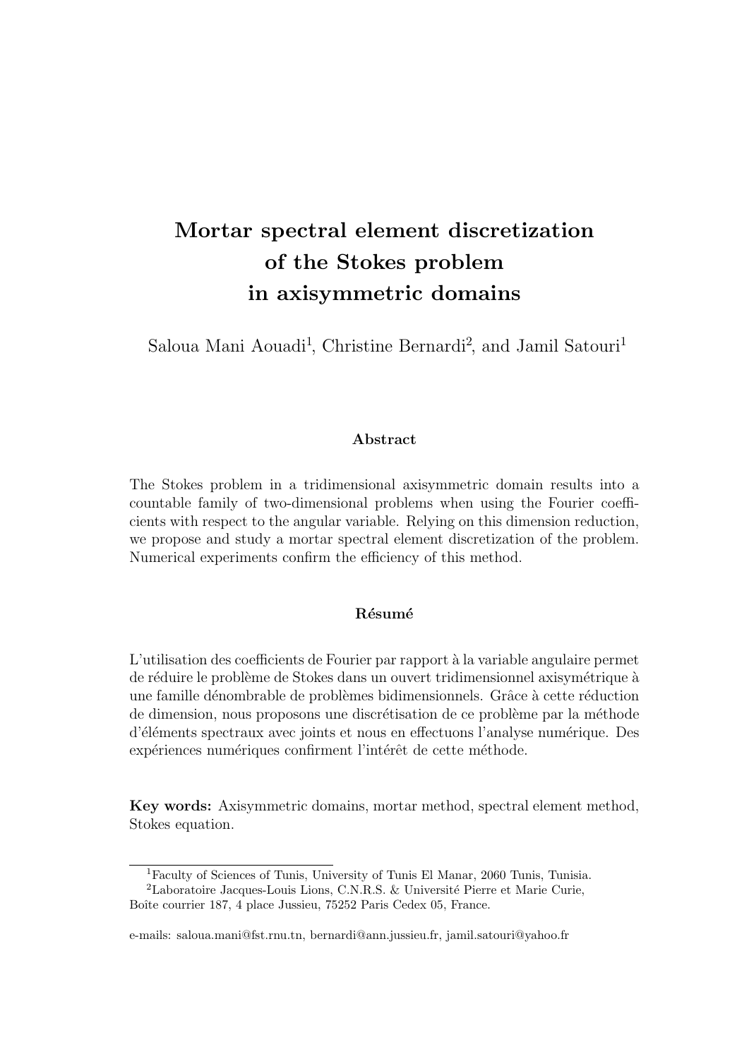# Mortar spectral element discretization of the Stokes problem in axisymmetric domains

Saloua Mani Aouadi[1], Christine Bernardi[2], and Jamil Satouri[1]

## Abstract

The Stokes problem in a tridimensional axisymmetric domain results into a countable family of two-dimensional problems when using the Fourier coefficients with respect to the angular variable. Relying on this dimension reduction, we propose and study a mortar spectral element discretization of the problem. Numerical experiments confirm the efficiency of this method.

## Résumé

L'utilisation des coefficients de Fourier par rapport à la variable angulaire permet de réduire le problème de Stokes dans un ouvert tridimensionnel axisymétrique à une famille dénombrable de problèmes bidimensionnels. Grâce à cette réduction de dimension, nous proposons une discrétisation de ce problème par la méthode d'éléments spectraux avec joints et nous en effectuons l'analyse numérique. Des expériences numériques confirment l'intérêt de cette méthode.

**Key words:** Axisymmetric domains, mortar method, spectral element method, Stokes equation.

---

[1] Faculty of Sciences of Tunis, University of Tunis El Manar, 2060 Tunis, Tunisia.

[2] Laboratoire Jacques-Louis Lions, C.N.R.S. & Université Pierre et Marie Curie, Boîte courrier 187, 4 place Jussieu, 75252 Paris Cedex 05, France.

e-mails: saloua.mani@fst.rnu.tn, bernardi@ann.jussieu.fr, jamil.satouri@yahoo.fr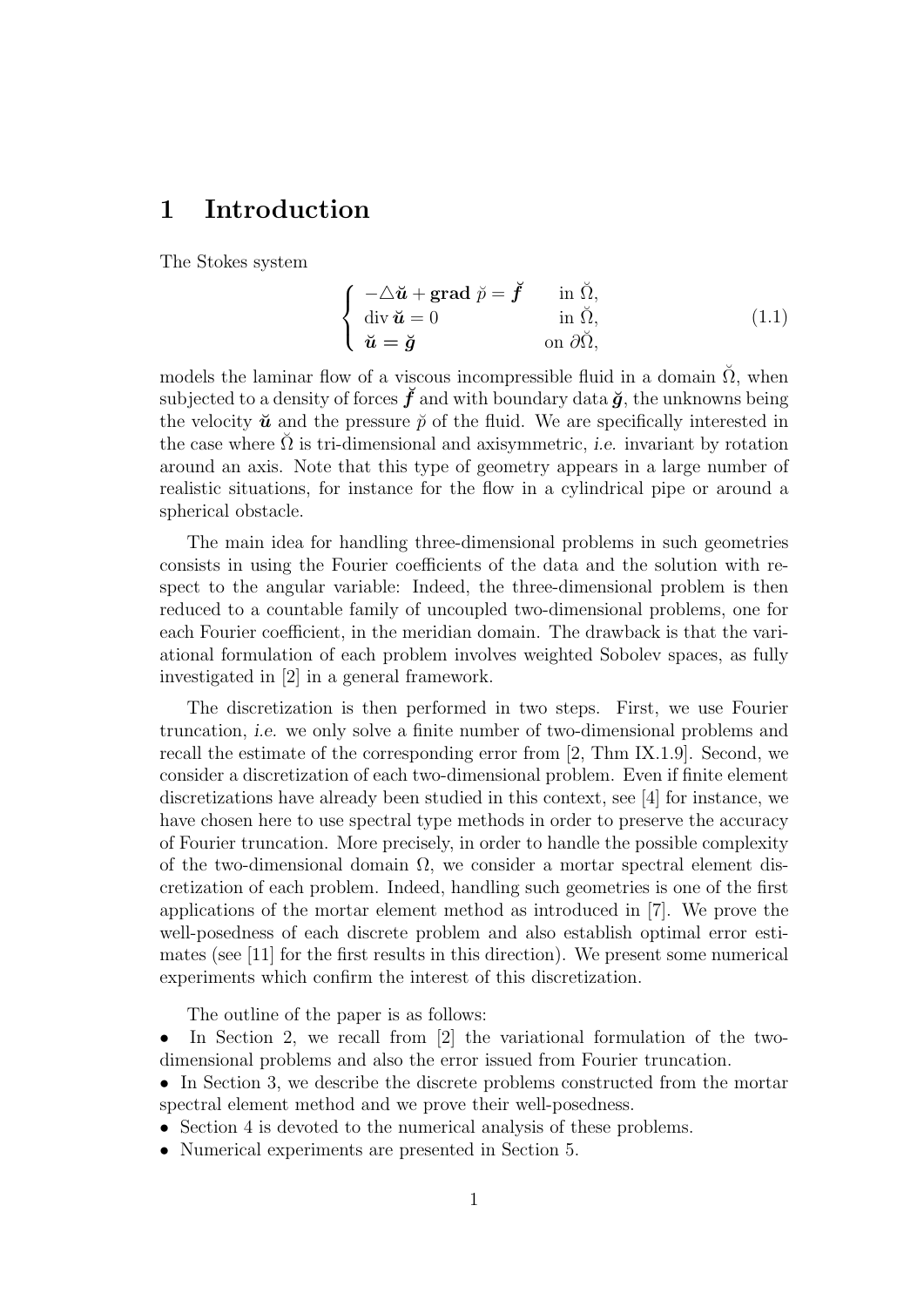# 1 Introduction

The Stokes system

$$\left\{ \begin{array}{ll} -\triangle \breve{\boldsymbol{u}} + \mathbf{grad}\, \breve{p} = \breve{\boldsymbol{f}} & \text{in } \breve{\Omega}, \\ \operatorname{div} \breve{\boldsymbol{u}} = 0 & \text{in } \breve{\Omega}, \\ \breve{\boldsymbol{u}} = \breve{\boldsymbol{g}} & \text{on } \partial\breve{\Omega}, \end{array} \right. \tag{1.1}$$

models the laminar flow of a viscous incompressible fluid in a domain $\breve{\Omega}$, when subjected to a density of forces $\breve{\boldsymbol{f}}$ and with boundary data $\breve{\boldsymbol{g}}$, the unknowns being the velocity $\breve{\boldsymbol{u}}$ and the pressure $\breve{p}$ of the fluid. We are specifically interested in the case where $\breve{\Omega}$ is tri-dimensional and axisymmetric, *i.e.* invariant by rotation around an axis. Note that this type of geometry appears in a large number of realistic situations, for instance for the flow in a cylindrical pipe or around a spherical obstacle.

The main idea for handling three-dimensional problems in such geometries consists in using the Fourier coefficients of the data and the solution with respect to the angular variable: Indeed, the three-dimensional problem is then reduced to a countable family of uncoupled two-dimensional problems, one for each Fourier coefficient, in the meridian domain. The drawback is that the variational formulation of each problem involves weighted Sobolev spaces, as fully investigated in [2] in a general framework.

The discretization is then performed in two steps. First, we use Fourier truncation, *i.e.* we only solve a finite number of two-dimensional problems and recall the estimate of the corresponding error from [2, Thm IX.1.9]. Second, we consider a discretization of each two-dimensional problem. Even if finite element discretizations have already been studied in this context, see [4] for instance, we have chosen here to use spectral type methods in order to preserve the accuracy of Fourier truncation. More precisely, in order to handle the possible complexity of the two-dimensional domain $\Omega$, we consider a mortar spectral element discretization of each problem. Indeed, handling such geometries is one of the first applications of the mortar element method as introduced in [7]. We prove the well-posedness of each discrete problem and also establish optimal error estimates (see [11] for the first results in this direction). We present some numerical experiments which confirm the interest of this discretization.

The outline of the paper is as follows:

- In Section 2, we recall from [2] the variational formulation of the two-dimensional problems and also the error issued from Fourier truncation.
- In Section 3, we describe the discrete problems constructed from the mortar spectral element method and we prove their well-posedness.
- Section 4 is devoted to the numerical analysis of these problems.
- Numerical experiments are presented in Section 5.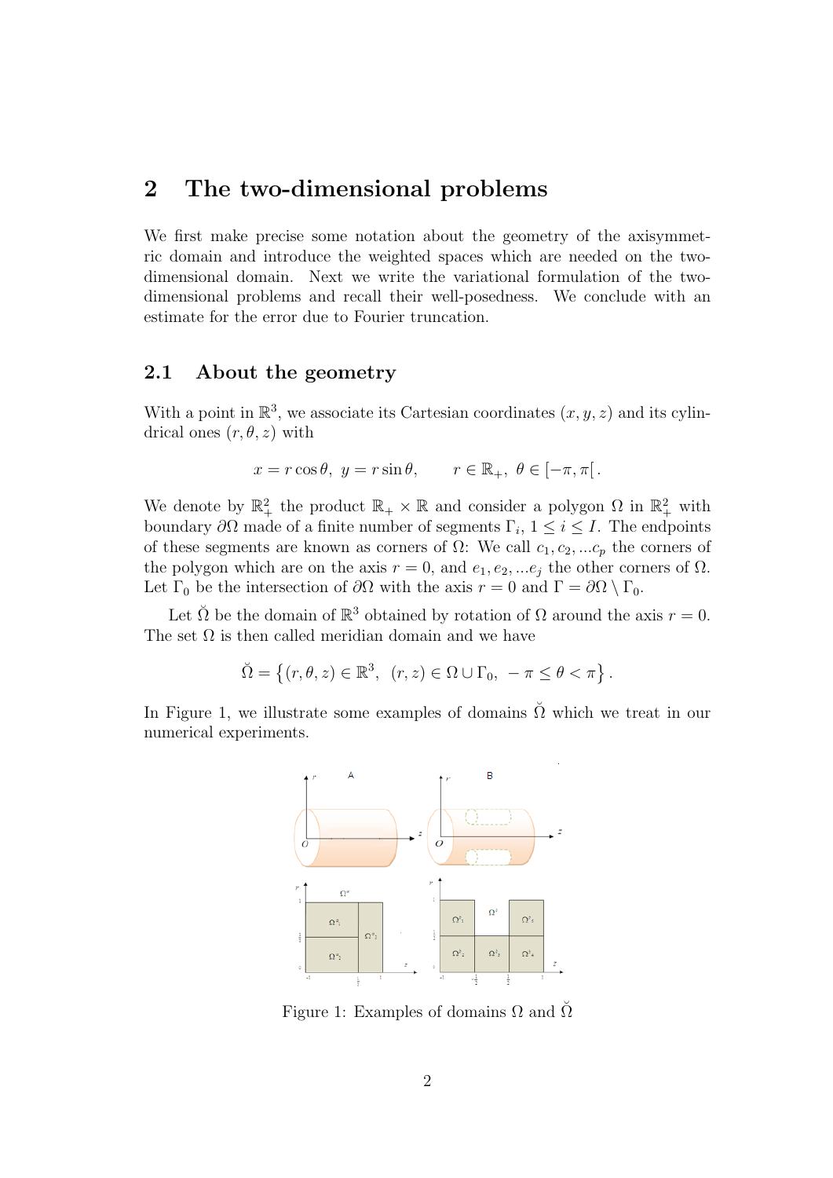# 2 The two-dimensional problems

We first make precise some notation about the geometry of the axisymmetric domain and introduce the weighted spaces which are needed on the two-dimensional domain. Next we write the variational formulation of the two-dimensional problems and recall their well-posedness. We conclude with an estimate for the error due to Fourier truncation.

## 2.1 About the geometry

With a point in $\mathbb{R}^3$, we associate its Cartesian coordinates $(x, y, z)$ and its cylindrical ones $(r, \theta, z)$ with

$$x = r\cos\theta,\ y = r\sin\theta, \qquad r \in \mathbb{R}_+,\ \theta \in [-\pi, \pi[\,.$$

We denote by $\mathbb{R}^2_+$ the product $\mathbb{R}_+ \times \mathbb{R}$ and consider a polygon $\Omega$ in $\mathbb{R}^2_+$ with boundary $\partial\Omega$ made of a finite number of segments $\Gamma_i$, $1 \leq i \leq I$. The endpoints of these segments are known as corners of $\Omega$: We call $c_1, c_2, ...c_p$ the corners of the polygon which are on the axis $r = 0$, and $e_1, e_2, ...e_j$ the other corners of $\Omega$. Let $\Gamma_0$ be the intersection of $\partial\Omega$ with the axis $r = 0$ and $\Gamma = \partial\Omega \setminus \Gamma_0$.

Let $\breve{\Omega}$ be the domain of $\mathbb{R}^3$ obtained by rotation of $\Omega$ around the axis $r = 0$. The set $\Omega$ is then called meridian domain and we have

$$\breve{\Omega} = \left\{(r, \theta, z) \in \mathbb{R}^3,\ \ (r, z) \in \Omega \cup \Gamma_0,\ -\pi \leq \theta < \pi\right\}.$$

In Figure 1, we illustrate some examples of domains $\breve{\Omega}$ which we treat in our numerical experiments.

Figure 1: Examples of domains $\Omega$ and $\breve{\Omega}$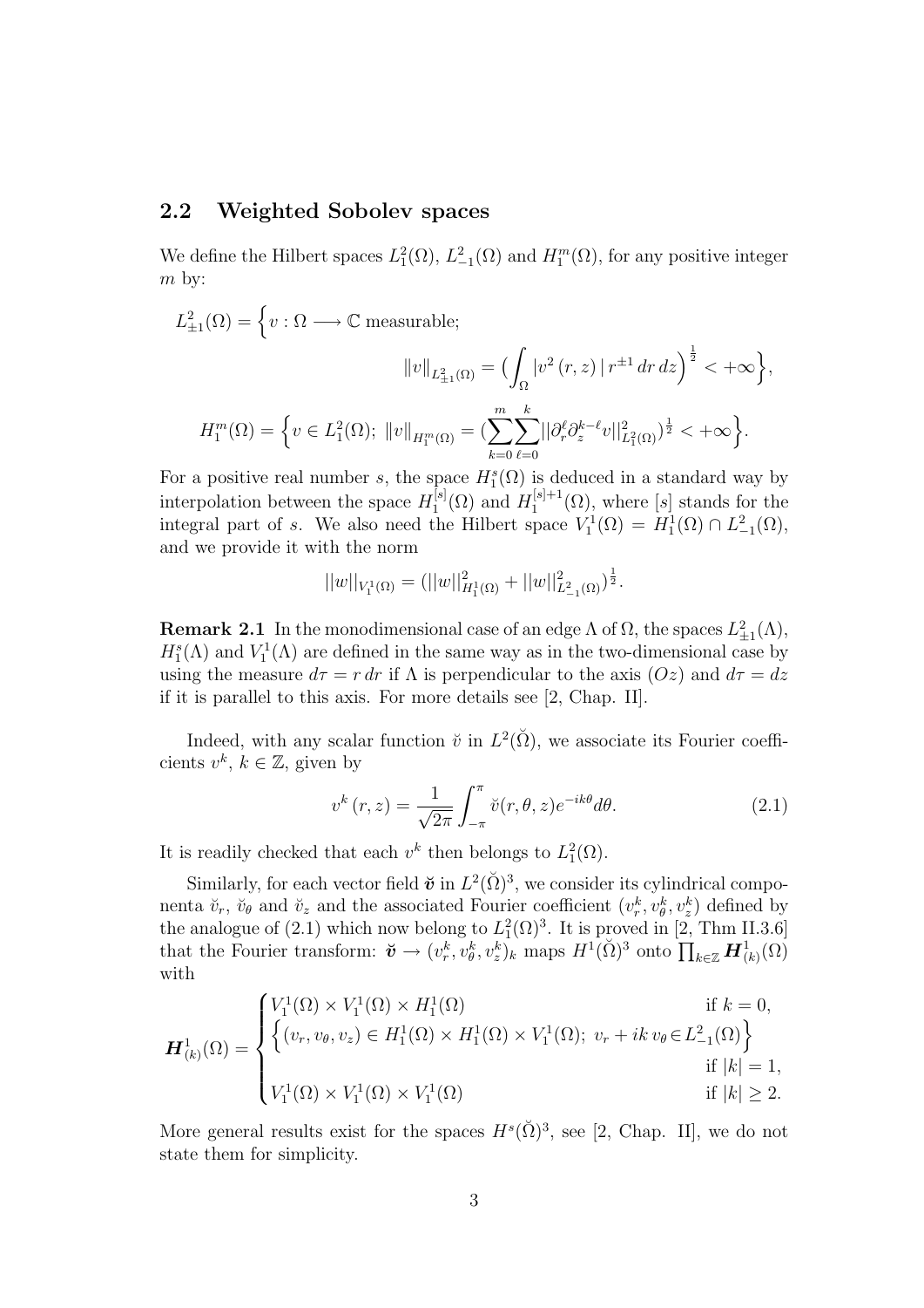## 2.2 Weighted Sobolev spaces

We define the Hilbert spaces $L^2_1(\Omega)$, $L^2_{-1}(\Omega)$ and $H^m_1(\Omega)$, for any positive integer $m$ by:

$$L^2_{\pm 1}(\Omega) = \Big\{ v : \Omega \longrightarrow \mathbb{C} \text{ measurable}; \\ \|v\|_{L^2_{\pm 1}(\Omega)} = \Big( \int_\Omega |v^2(r,z)|\, r^{\pm 1}\, dr\, dz \Big)^{\frac{1}{2}} < +\infty \Big\},$$

$$H^m_1(\Omega) = \Big\{ v \in L^2_1(\Omega);\ \|v\|_{H^m_1(\Omega)} = \Big( \sum_{k=0}^{m} \sum_{\ell=0}^{k} ||\partial_r^\ell \partial_z^{k-\ell} v||^2_{L^2_1(\Omega)} \Big)^{\frac{1}{2}} < +\infty \Big\}.$$

For a positive real number $s$, the space $H^s_1(\Omega)$ is deduced in a standard way by interpolation between the space $H^{[s]}_1(\Omega)$ and $H^{[s]+1}_1(\Omega)$, where $[s]$ stands for the integral part of $s$. We also need the Hilbert space $V^1_1(\Omega) = H^1_1(\Omega) \cap L^2_{-1}(\Omega)$, and we provide it with the norm

$$||w||_{V^1_1(\Omega)} = (||w||^2_{H^1_1(\Omega)} + ||w||^2_{L^2_{-1}(\Omega)})^{\frac{1}{2}}.$$

**Remark 2.1** In the monodimensional case of an edge $\Lambda$ of $\Omega$, the spaces $L^2_{\pm 1}(\Lambda)$, $H^s_1(\Lambda)$ and $V^1_1(\Lambda)$ are defined in the same way as in the two-dimensional case by using the measure $d\tau = r\, dr$ if $\Lambda$ is perpendicular to the axis $(Oz)$ and $d\tau = dz$ if it is parallel to this axis. For more details see [2, Chap. II].

Indeed, with any scalar function $\breve{v}$ in $L^2(\breve{\Omega})$, we associate its Fourier coefficients $v^k$, $k \in \mathbb{Z}$, given by

$$v^k(r,z) = \frac{1}{\sqrt{2\pi}} \int_{-\pi}^{\pi} \breve{v}(r,\theta,z) e^{-ik\theta} d\theta. \tag{2.1}$$

It is readily checked that each $v^k$ then belongs to $L^2_1(\Omega)$.

Similarly, for each vector field $\breve{\boldsymbol{v}}$ in $L^2(\breve{\Omega})^3$, we consider its cylindrical componenta $\breve{v}_r$, $\breve{v}_\theta$ and $\breve{v}_z$ and the associated Fourier coefficient $(v^k_r, v^k_\theta, v^k_z)$ defined by the analogue of (2.1) which now belong to $L^2_1(\Omega)^3$. It is proved in [2, Thm II.3.6] that the Fourier transform: $\breve{\boldsymbol{v}} \to (v^k_r, v^k_\theta, v^k_z)_k$ maps $H^1(\breve{\Omega})^3$ onto $\prod_{k\in\mathbb{Z}} \boldsymbol{H}^1_{(k)}(\Omega)$ with

$$\boldsymbol{H}^1_{(k)}(\Omega) = \begin{cases} V^1_1(\Omega) \times V^1_1(\Omega) \times H^1_1(\Omega) & \text{if } k = 0, \\ \Big\{ (v_r, v_\theta, v_z) \in H^1_1(\Omega) \times H^1_1(\Omega) \times V^1_1(\Omega);\ v_r + ik\, v_\theta \in L^2_{-1}(\Omega) \Big\} & \\ & \text{if } |k| = 1, \\ V^1_1(\Omega) \times V^1_1(\Omega) \times V^1_1(\Omega) & \text{if } |k| \geq 2. \end{cases}$$

More general results exist for the spaces $H^s(\breve{\Omega})^3$, see [2, Chap. II], we do not state them for simplicity.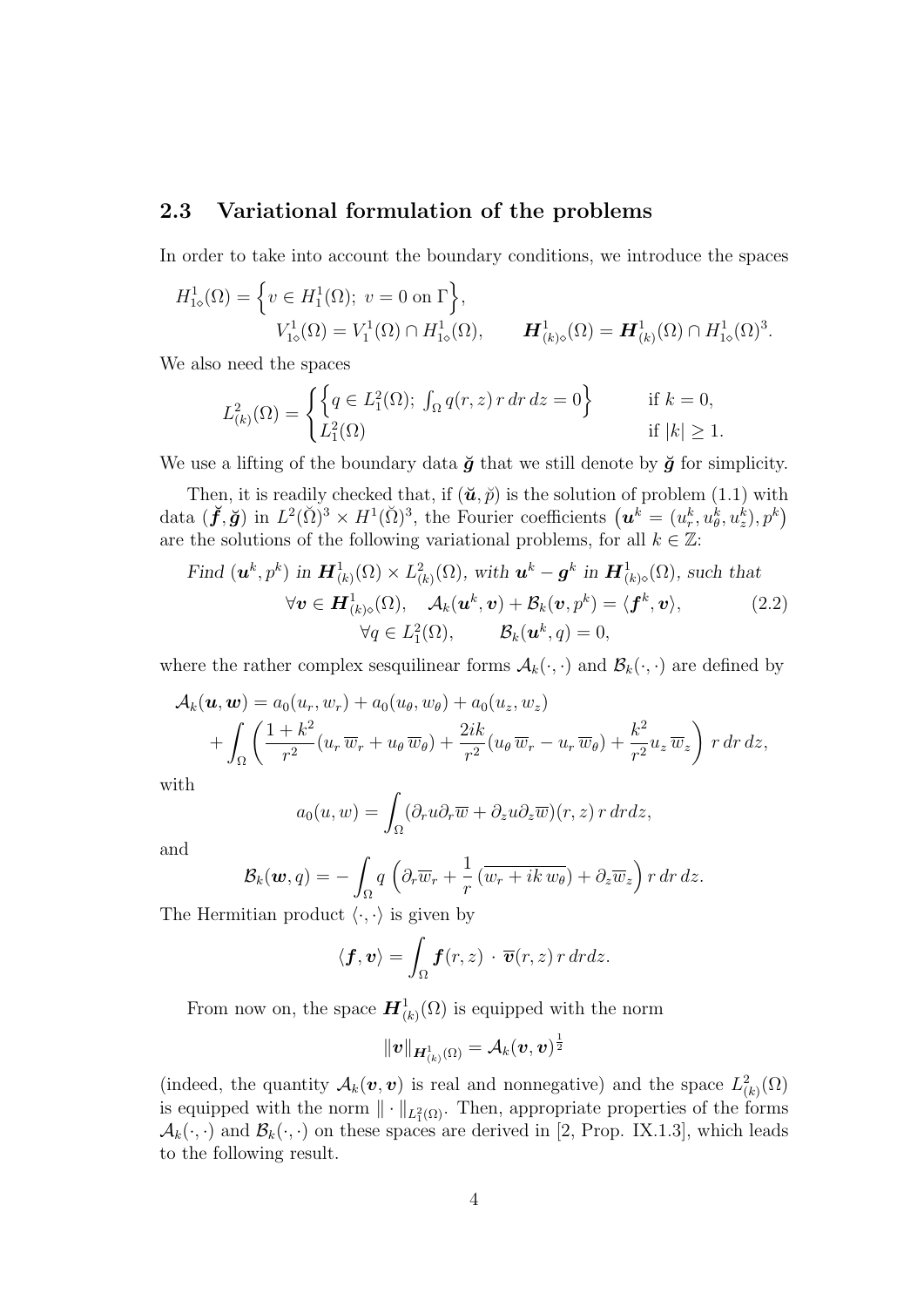### 2.3 Variational formulation of the problems

In order to take into account the boundary conditions, we introduce the spaces

$$H^1_{1\diamond}(\Omega) = \Big\{ v \in H^1_1(\Omega);\ v = 0 \text{ on } \Gamma \Big\},$$
$$V^1_{1\diamond}(\Omega) = V^1_1(\Omega) \cap H^1_{1\diamond}(\Omega), \qquad \boldsymbol{H}^1_{(k)\diamond}(\Omega) = \boldsymbol{H}^1_{(k)}(\Omega) \cap H^1_{1\diamond}(\Omega)^3.$$

We also need the spaces

$$L^2_{(k)}(\Omega) = \begin{cases} \Big\{ q \in L^2_1(\Omega);\ \int_\Omega q(r,z)\, r\, dr\, dz = 0 \Big\} & \text{if } k = 0, \\ L^2_1(\Omega) & \text{if } |k| \geq 1. \end{cases}$$

We use a lifting of the boundary data $\breve{\boldsymbol{g}}$ that we still denote by $\breve{\boldsymbol{g}}$ for simplicity.

Then, it is readily checked that, if $(\breve{\boldsymbol{u}}, \breve{p})$ is the solution of problem (1.1) with data $(\breve{\boldsymbol{f}}, \breve{\boldsymbol{g}})$ in $L^2(\breve{\Omega})^3 \times H^1(\breve{\Omega})^3$, the Fourier coefficients $\big(\boldsymbol{u}^k = (u^k_r, u^k_\theta, u^k_z), p^k\big)$ are the solutions of the following variational problems, for all $k \in \mathbb{Z}$:

*Find* $(\boldsymbol{u}^k, p^k)$ *in* $\boldsymbol{H}^1_{(k)}(\Omega) \times L^2_{(k)}(\Omega)$, *with* $\boldsymbol{u}^k - \boldsymbol{g}^k$ *in* $\boldsymbol{H}^1_{(k)\diamond}(\Omega)$, *such that*

$$\begin{aligned} \forall \boldsymbol{v} \in \boldsymbol{H}^1_{(k)\diamond}(\Omega), \quad & \mathcal{A}_k(\boldsymbol{u}^k, \boldsymbol{v}) + \mathcal{B}_k(\boldsymbol{v}, p^k) = \langle \boldsymbol{f}^k, \boldsymbol{v} \rangle, \\ \forall q \in L^2_1(\Omega), \qquad & \mathcal{B}_k(\boldsymbol{u}^k, q) = 0, \end{aligned} \tag{2.2}$$

where the rather complex sesquilinear forms $\mathcal{A}_k(\cdot,\cdot)$ and $\mathcal{B}_k(\cdot,\cdot)$ are defined by

$$\begin{aligned} \mathcal{A}_k(\boldsymbol{u}, \boldsymbol{w}) &= a_0(u_r, w_r) + a_0(u_\theta, w_\theta) + a_0(u_z, w_z) \\ &+ \int_\Omega \left( \frac{1+k^2}{r^2} (u_r\, \overline{w}_r + u_\theta\, \overline{w}_\theta) + \frac{2ik}{r^2} (u_\theta\, \overline{w}_r - u_r\, \overline{w}_\theta) + \frac{k^2}{r^2} u_z\, \overline{w}_z \right) r\, dr\, dz, \end{aligned}$$

with

$$a_0(u, w) = \int_\Omega (\partial_r u \partial_r \overline{w} + \partial_z u \partial_z \overline{w})(r,z)\, r\, dr dz,$$

and

$$\mathcal{B}_k(\boldsymbol{w}, q) = -\int_\Omega q\, \left( \partial_r \overline{w}_r + \frac{1}{r}\, (\overline{w_r + ik\, w_\theta}) + \partial_z \overline{w}_z \right) r\, dr\, dz.$$

The Hermitian product $\langle \cdot, \cdot \rangle$ is given by

$$\langle \boldsymbol{f}, \boldsymbol{v} \rangle = \int_\Omega \boldsymbol{f}(r,z)\, \cdot\, \overline{\boldsymbol{v}}(r,z)\, r\, dr dz.$$

From now on, the space $\boldsymbol{H}^1_{(k)}(\Omega)$ is equipped with the norm

$$\|\boldsymbol{v}\|_{\boldsymbol{H}^1_{(k)}(\Omega)} = \mathcal{A}_k(\boldsymbol{v}, \boldsymbol{v})^{\frac{1}{2}}$$

(indeed, the quantity $\mathcal{A}_k(\boldsymbol{v}, \boldsymbol{v})$ is real and nonnegative) and the space $L^2_{(k)}(\Omega)$ is equipped with the norm $\|\cdot\|_{L^2_1(\Omega)}$. Then, appropriate properties of the forms $\mathcal{A}_k(\cdot,\cdot)$ and $\mathcal{B}_k(\cdot,\cdot)$ on these spaces are derived in [2, Prop. IX.1.3], which leads to the following result.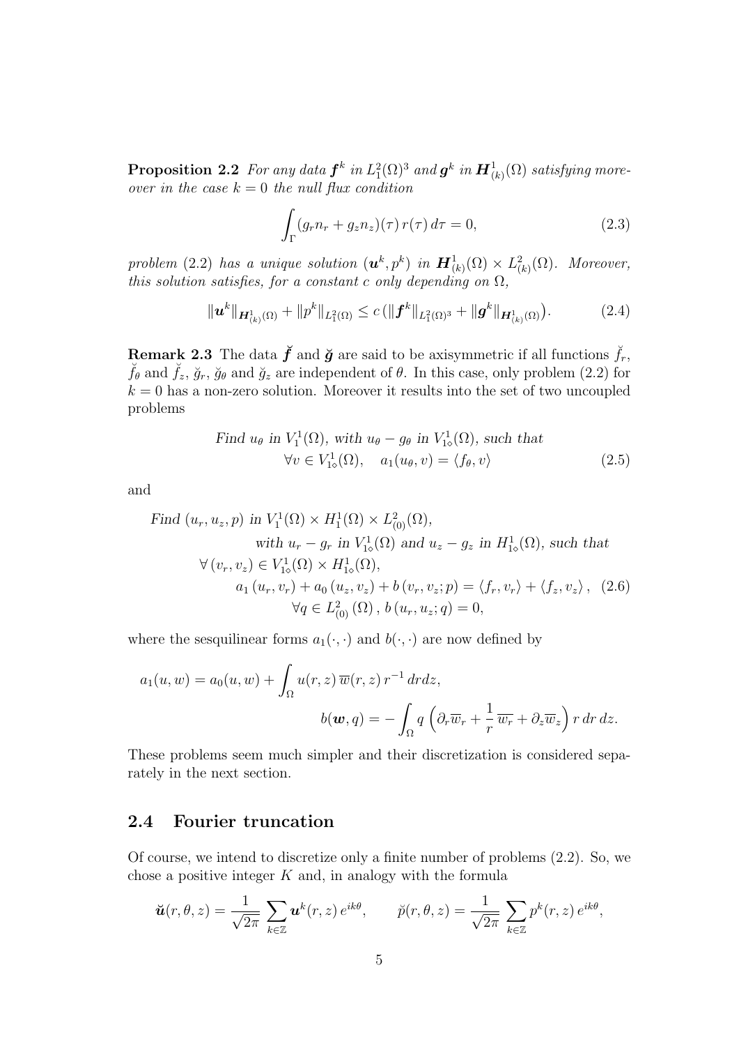**Proposition 2.2** *For any data $\boldsymbol{f}^k$ in $L^2_1(\Omega)^3$ and $\boldsymbol{g}^k$ in $\boldsymbol{H}^1_{(k)}(\Omega)$ satisfying moreover in the case $k = 0$ the null flux condition*

$$\int_\Gamma (g_r n_r + g_z n_z)(\tau)\, r(\tau)\, d\tau = 0, \tag{2.3}$$

*problem* (2.2) *has a unique solution $(\boldsymbol{u}^k, p^k)$ in $\boldsymbol{H}^1_{(k)}(\Omega) \times L^2_{(k)}(\Omega)$. Moreover, this solution satisfies, for a constant $c$ only depending on $\Omega$,*

$$\|\boldsymbol{u}^k\|_{\boldsymbol{H}^1_{(k)}(\Omega)} + \|p^k\|_{L^2_1(\Omega)} \le c\, \big(\|\boldsymbol{f}^k\|_{L^2_1(\Omega)^3} + \|\boldsymbol{g}^k\|_{\boldsymbol{H}^1_{(k)}(\Omega)}\big). \tag{2.4}$$

**Remark 2.3** The data $\breve{\boldsymbol{f}}$ and $\breve{\boldsymbol{g}}$ are said to be axisymmetric if all functions $\breve{f}_r$, $\breve{f}_\theta$ and $\breve{f}_z$, $\breve{g}_r$, $\breve{g}_\theta$ and $\breve{g}_z$ are independent of $\theta$. In this case, only problem (2.2) for $k = 0$ has a non-zero solution. Moreover it results into the set of two uncoupled problems

$$\begin{aligned} &\textit{Find } u_\theta \textit{ in } V^1_1(\Omega), \textit{ with } u_\theta - g_\theta \textit{ in } V^1_{1\diamond}(\Omega), \textit{ such that} \\ &\qquad \forall v \in V^1_{1\diamond}(\Omega), \quad a_1(u_\theta, v) = \langle f_\theta, v\rangle \end{aligned} \tag{2.5}$$

and

$$\begin{aligned} &\textit{Find } (u_r, u_z, p) \textit{ in } V^1_1(\Omega) \times H^1_1(\Omega) \times L^2_{(0)}(\Omega), \\ &\qquad \textit{with } u_r - g_r \textit{ in } V^1_{1\diamond}(\Omega) \textit{ and } u_z - g_z \textit{ in } H^1_{1\diamond}(\Omega), \textit{ such that} \\ &\forall\, (v_r, v_z) \in V^1_{1\diamond}(\Omega) \times H^1_{1\diamond}(\Omega), \\ &\qquad a_1(u_r, v_r) + a_0(u_z, v_z) + b(v_r, v_z; p) = \langle f_r, v_r\rangle + \langle f_z, v_z\rangle, \\ &\qquad\qquad \forall q \in L^2_{(0)}(\Omega),\, b(u_r, u_z; q) = 0, \end{aligned} \tag{2.6}$$

where the sesquilinear forms $a_1(\cdot,\cdot)$ and $b(\cdot,\cdot)$ are now defined by

$$a_1(u, w) = a_0(u, w) + \int_\Omega u(r,z)\, \overline{w}(r,z)\, r^{-1}\, drdz,$$

$$b(\boldsymbol{w}, q) = -\int_\Omega q\, \Big(\partial_r \overline{w}_r + \frac{1}{r}\, \overline{w_r} + \partial_z \overline{w}_z\Big)\, r\, dr\, dz.$$

These problems seem much simpler and their discretization is considered separately in the next section.

## 2.4 Fourier truncation

Of course, we intend to discretize only a finite number of problems (2.2). So, we chose a positive integer $K$ and, in analogy with the formula

$$\breve{\boldsymbol{u}}(r,\theta,z) = \frac{1}{\sqrt{2\pi}} \sum_{k\in\mathbb{Z}} \boldsymbol{u}^k(r,z)\, e^{ik\theta}, \qquad \breve{p}(r,\theta,z) = \frac{1}{\sqrt{2\pi}} \sum_{k\in\mathbb{Z}} p^k(r,z)\, e^{ik\theta},$$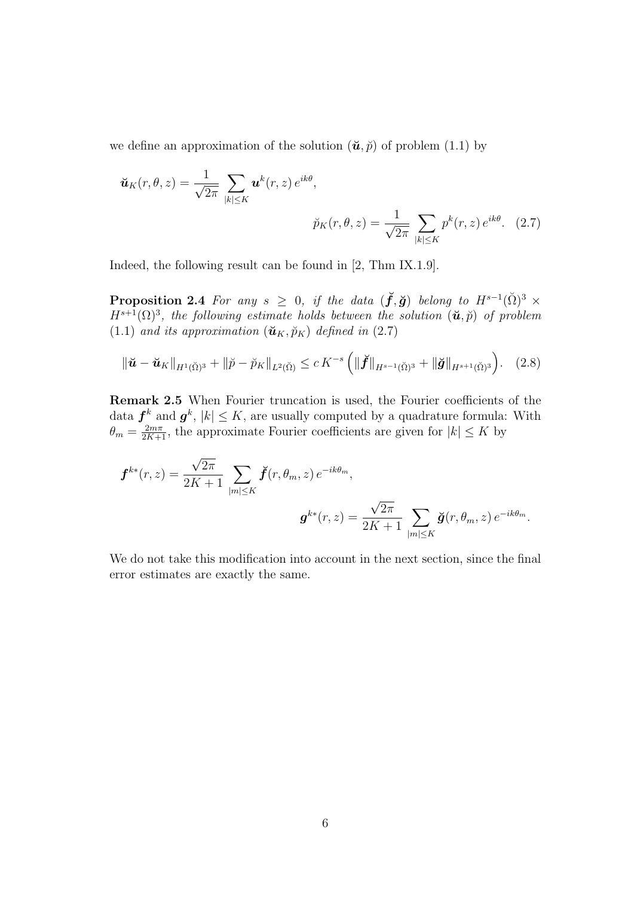we define an approximation of the solution $(\breve{\boldsymbol{u}}, \breve{p})$ of problem (1.1) by

$$\breve{\boldsymbol{u}}_K(r,\theta,z) = \frac{1}{\sqrt{2\pi}} \sum_{|k|\le K} \boldsymbol{u}^k(r,z)\, e^{ik\theta}, \qquad \breve{p}_K(r,\theta,z) = \frac{1}{\sqrt{2\pi}} \sum_{|k|\le K} p^k(r,z)\, e^{ik\theta}. \quad (2.7)$$

Indeed, the following result can be found in [2, Thm IX.1.9].

**Proposition 2.4** *For any $s \geq 0$, if the data $(\breve{\boldsymbol{f}}, \breve{\boldsymbol{g}})$ belong to $H^{s-1}(\breve{\Omega})^3 \times H^{s+1}(\Omega)^3$, the following estimate holds between the solution $(\breve{\boldsymbol{u}}, \breve{p})$ of problem (1.1) and its approximation $(\breve{\boldsymbol{u}}_K, \breve{p}_K)$ defined in (2.7)*

$$\|\breve{\boldsymbol{u}} - \breve{\boldsymbol{u}}_K\|_{H^1(\breve{\Omega})^3} + \|\breve{p} - \breve{p}_K\|_{L^2(\breve{\Omega})} \le c\, K^{-s} \Big( \|\breve{\boldsymbol{f}}\|_{H^{s-1}(\breve{\Omega})^3} + \|\breve{\boldsymbol{g}}\|_{H^{s+1}(\breve{\Omega})^3} \Big). \quad (2.8)$$

**Remark 2.5** When Fourier truncation is used, the Fourier coefficients of the data $\boldsymbol{f}^k$ and $\boldsymbol{g}^k$, $|k| \le K$, are usually computed by a quadrature formula: With $\theta_m = \frac{2m\pi}{2K+1}$, the approximate Fourier coefficients are given for $|k| \le K$ by

$$\boldsymbol{f}^{k*}(r,z) = \frac{\sqrt{2\pi}}{2K+1} \sum_{|m|\le K} \breve{\boldsymbol{f}}(r,\theta_m,z)\, e^{-ik\theta_m}, \qquad \boldsymbol{g}^{k*}(r,z) = \frac{\sqrt{2\pi}}{2K+1} \sum_{|m|\le K} \breve{\boldsymbol{g}}(r,\theta_m,z)\, e^{-ik\theta_m}.$$

We do not take this modification into account in the next section, since the final error estimates are exactly the same.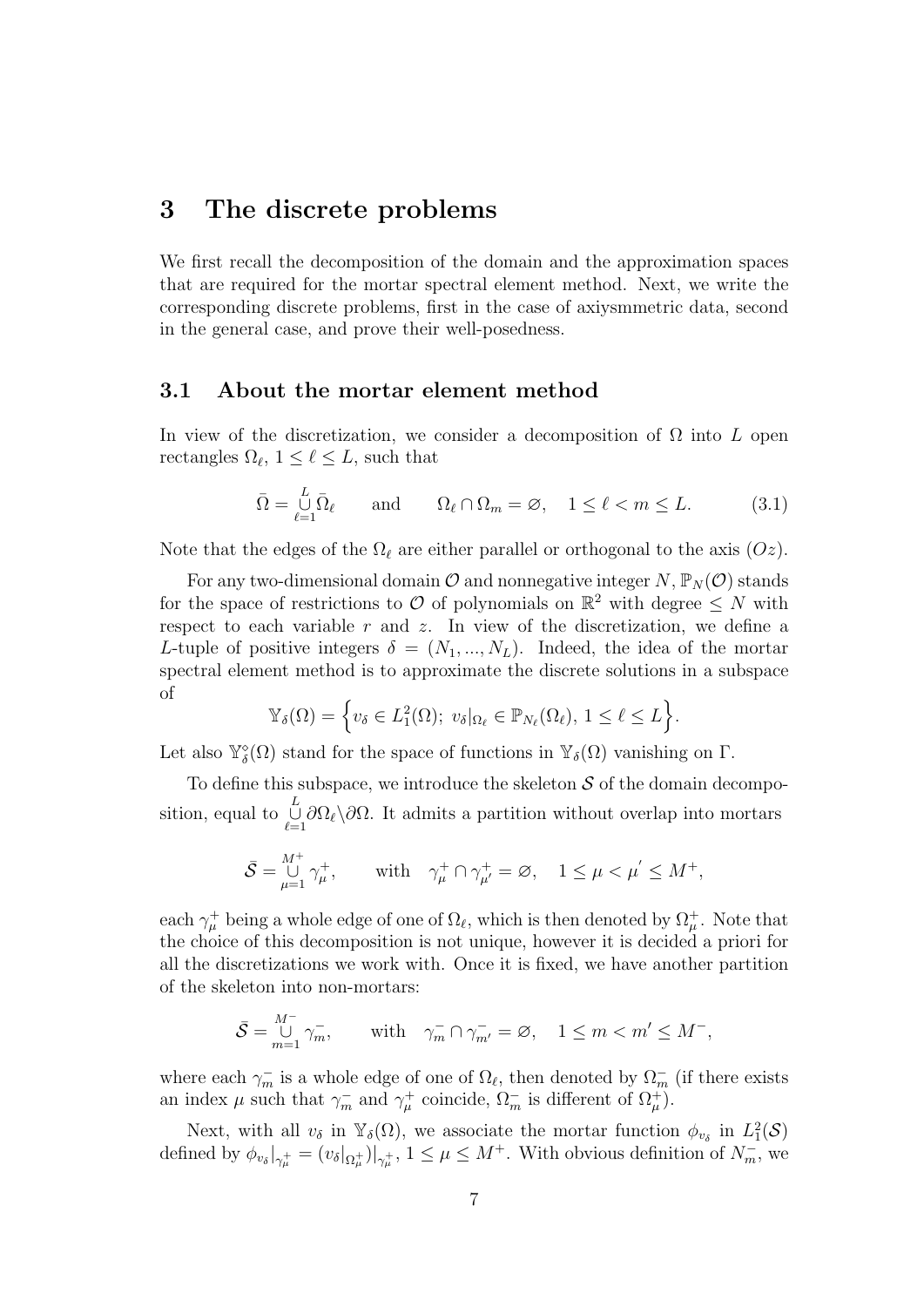# 3 The discrete problems

We first recall the decomposition of the domain and the approximation spaces that are required for the mortar spectral element method. Next, we write the corresponding discrete problems, first in the case of axiysmmetric data, second in the general case, and prove their well-posedness.

## 3.1 About the mortar element method

In view of the discretization, we consider a decomposition of $\Omega$ into $L$ open rectangles $\Omega_\ell$, $1 \leq \ell \leq L$, such that

$$\bar{\Omega} = \overset{L}{\underset{\ell=1}{\cup}} \bar{\Omega}_\ell \qquad \text{and} \qquad \Omega_\ell \cap \Omega_m = \varnothing, \quad 1 \leq \ell < m \leq L. \tag{3.1}$$

Note that the edges of the $\Omega_\ell$ are either parallel or orthogonal to the axis $(Oz)$.

For any two-dimensional domain $\mathcal{O}$ and nonnegative integer $N$, $\mathbb{P}_N(\mathcal{O})$ stands for the space of restrictions to $\mathcal{O}$ of polynomials on $\mathbb{R}^2$ with degree $\leq N$ with respect to each variable $r$ and $z$. In view of the discretization, we define a $L$-tuple of positive integers $\delta = (N_1, ..., N_L)$. Indeed, the idea of the mortar spectral element method is to approximate the discrete solutions in a subspace of

$$\mathbb{Y}_\delta(\Omega) = \Big\{ v_\delta \in L^2_1(\Omega);\ v_\delta|_{\Omega_\ell} \in \mathbb{P}_{N_\ell}(\Omega_\ell),\ 1 \leq \ell \leq L \Big\}.$$

Let also $\mathbb{Y}^\diamond_\delta(\Omega)$ stand for the space of functions in $\mathbb{Y}_\delta(\Omega)$ vanishing on $\Gamma$.

To define this subspace, we introduce the skeleton $\mathcal{S}$ of the domain decomposition, equal to $\overset{L}{\underset{\ell=1}{\cup}} \partial\Omega_\ell \backslash \partial\Omega$. It admits a partition without overlap into mortars

$$\bar{\mathcal{S}} = \overset{M^+}{\underset{\mu=1}{\cup}} \gamma^+_\mu, \qquad \text{with} \quad \gamma^+_\mu \cap \gamma^+_{\mu'} = \varnothing, \quad 1 \leq \mu < \mu' \leq M^+,$$

each $\gamma^+_\mu$ being a whole edge of one of $\Omega_\ell$, which is then denoted by $\Omega^+_\mu$. Note that the choice of this decomposition is not unique, however it is decided a priori for all the discretizations we work with. Once it is fixed, we have another partition of the skeleton into non-mortars:

$$\bar{\mathcal{S}} = \overset{M^-}{\underset{m=1}{\cup}} \gamma^-_m, \qquad \text{with} \quad \gamma^-_m \cap \gamma^-_{m'} = \varnothing, \quad 1 \leq m < m' \leq M^-,$$

where each $\gamma^-_m$ is a whole edge of one of $\Omega_\ell$, then denoted by $\Omega^-_m$ (if there exists an index $\mu$ such that $\gamma^-_m$ and $\gamma^+_\mu$ coincide, $\Omega^-_m$ is different of $\Omega^+_\mu$).

Next, with all $v_\delta$ in $\mathbb{Y}_\delta(\Omega)$, we associate the mortar function $\phi_{v_\delta}$ in $L^2_1(\mathcal{S})$ defined by $\phi_{v_\delta}|_{\gamma^+_\mu} = (v_\delta|_{\Omega^+_\mu})|_{\gamma^+_\mu}$, $1 \leq \mu \leq M^+$. With obvious definition of $N^-_m$, we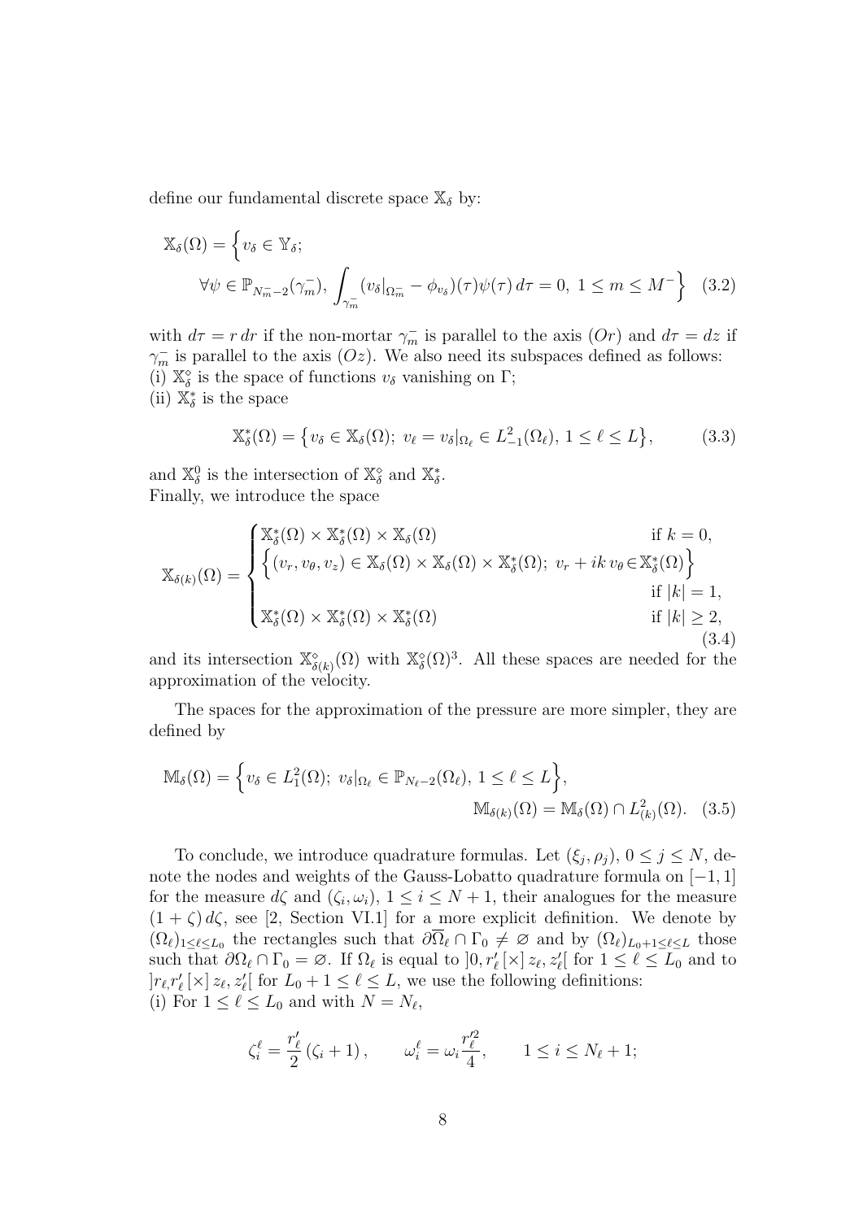define our fundamental discrete space $\mathbb{X}_\delta$ by:

$$
\begin{aligned}
\mathbb{X}_\delta(\Omega) = \Big\{ & v_\delta \in \mathbb{Y}_\delta; \\
& \forall \psi \in \mathbb{P}_{N_m^- - 2}(\gamma_m^-),\ \int_{\gamma_m^-} (v_\delta|_{\Omega_m^-} - \phi_{v_\delta})(\tau)\psi(\tau)\,d\tau = 0,\ 1 \le m \le M^- \Big\}
\end{aligned}
\tag{3.2}
$$

with $d\tau = r\,dr$ if the non-mortar $\gamma_m^-$ is parallel to the axis $(Or)$ and $d\tau = dz$ if $\gamma_m^-$ is parallel to the axis $(Oz)$. We also need its subspaces defined as follows:
(i) $\mathbb{X}_\delta^\diamond$ is the space of functions $v_\delta$ vanishing on $\Gamma$;
(ii) $\mathbb{X}_\delta^*$ is the space

$$
\mathbb{X}_\delta^*(\Omega) = \big\{ v_\delta \in \mathbb{X}_\delta(\Omega);\ v_\ell = v_\delta|_{\Omega_\ell} \in L^2_{-1}(\Omega_\ell),\ 1 \le \ell \le L \big\},
\tag{3.3}
$$

and $\mathbb{X}_\delta^0$ is the intersection of $\mathbb{X}_\delta^\diamond$ and $\mathbb{X}_\delta^*$.
Finally, we introduce the space

$$
\mathbb{X}_{\delta(k)}(\Omega) = \begin{cases}
\mathbb{X}_\delta^*(\Omega) \times \mathbb{X}_\delta^*(\Omega) \times \mathbb{X}_\delta(\Omega) & \text{if } k = 0, \\
\Big\{ (v_r, v_\theta, v_z) \in \mathbb{X}_\delta(\Omega) \times \mathbb{X}_\delta(\Omega) \times \mathbb{X}_\delta^*(\Omega);\ v_r + ik\,v_\theta \in \mathbb{X}_\delta^*(\Omega) \Big\} & \\
 & \text{if } |k| = 1, \\
\mathbb{X}_\delta^*(\Omega) \times \mathbb{X}_\delta^*(\Omega) \times \mathbb{X}_\delta^*(\Omega) & \text{if } |k| \ge 2,
\end{cases}
\tag{3.4}
$$

and its intersection $\mathbb{X}_{\delta(k)}^\diamond(\Omega)$ with $\mathbb{X}_\delta^\diamond(\Omega)^3$. All these spaces are needed for the approximation of the velocity.

The spaces for the approximation of the pressure are more simpler, they are defined by

$$
\mathbb{M}_\delta(\Omega) = \Big\{ v_\delta \in L^2_1(\Omega);\ v_\delta|_{\Omega_\ell} \in \mathbb{P}_{N_\ell - 2}(\Omega_\ell),\ 1 \le \ell \le L \Big\},
\qquad \mathbb{M}_{\delta(k)}(\Omega) = \mathbb{M}_\delta(\Omega) \cap L^2_{(k)}(\Omega).
\tag{3.5}
$$

To conclude, we introduce quadrature formulas. Let $(\xi_j, \rho_j)$, $0 \le j \le N$, denote the nodes and weights of the Gauss-Lobatto quadrature formula on $[-1,1]$ for the measure $d\zeta$ and $(\zeta_i, \omega_i)$, $1 \le i \le N+1$, their analogues for the measure $(1+\zeta)\,d\zeta$, see [2, Section VI.1] for a more explicit definition. We denote by $(\Omega_\ell)_{1\le\ell\le L_0}$ the rectangles such that $\partial\overline{\Omega}_\ell \cap \Gamma_0 \ne \varnothing$ and by $(\Omega_\ell)_{L_0+1\le\ell\le L}$ those such that $\partial\Omega_\ell \cap \Gamma_0 = \varnothing$. If $\Omega_\ell$ is equal to $]0, r'_\ell[\times]z_\ell, z'_\ell[$ for $1 \le \ell \le L_0$ and to $]r_\ell, r'_\ell[\times]z_\ell, z'_\ell[$ for $L_0 + 1 \le \ell \le L$, we use the following definitions:
(i) For $1 \le \ell \le L_0$ and with $N = N_\ell$,

$$
\zeta_i^\ell = \frac{r'_\ell}{2}(\zeta_i + 1), \qquad \omega_i^\ell = \omega_i \frac{r'^2_\ell}{4}, \qquad 1 \le i \le N_\ell + 1;
$$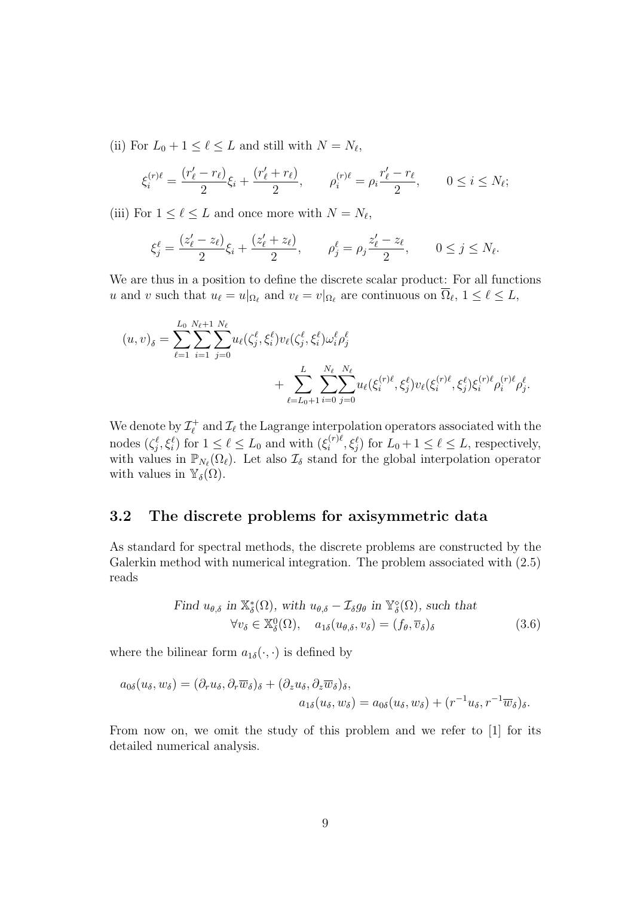(ii) For $L_0 + 1 \le \ell \le L$ and still with $N = N_\ell$,

$$\xi_i^{(r)\ell} = \frac{(r'_\ell - r_\ell)}{2}\xi_i + \frac{(r'_\ell + r_\ell)}{2}, \qquad \rho_i^{(r)\ell} = \rho_i \frac{r'_\ell - r_\ell}{2}, \qquad 0 \le i \le N_\ell;$$

(iii) For $1 \le \ell \le L$ and once more with $N = N_\ell$,

$$\xi_j^{\ell} = \frac{(z'_\ell - z_\ell)}{2}\xi_i + \frac{(z'_\ell + z_\ell)}{2}, \qquad \rho_j^{\ell} = \rho_j \frac{z'_\ell - z_\ell}{2}, \qquad 0 \le j \le N_\ell.$$

We are thus in a position to define the discrete scalar product: For all functions $u$ and $v$ such that $u_\ell = u|_{\Omega_\ell}$ and $v_\ell = v|_{\Omega_\ell}$ are continuous on $\overline{\Omega}_\ell$, $1 \le \ell \le L$,

$$(u, v)_\delta = \sum_{\ell=1}^{L_0} \sum_{i=1}^{N_\ell+1} \sum_{j=0}^{N_\ell} u_\ell(\zeta_j^\ell, \xi_i^\ell) v_\ell(\zeta_j^\ell, \xi_i^\ell) \omega_i^\ell \rho_j^\ell + \sum_{\ell=L_0+1}^{L} \sum_{i=0}^{N_\ell} \sum_{j=0}^{N_\ell} u_\ell(\xi_i^{(r)\ell}, \xi_j^\ell) v_\ell(\xi_i^{(r)\ell}, \xi_j^\ell) \xi_i^{(r)\ell} \rho_i^{(r)\ell} \rho_j^\ell.$$

We denote by $\mathcal{I}_\ell^+$ and $\mathcal{I}_\ell$ the Lagrange interpolation operators associated with the nodes $(\zeta_j^\ell, \xi_i^\ell)$ for $1 \le \ell \le L_0$ and with $(\xi_i^{(r)\ell}, \xi_j^\ell)$ for $L_0 + 1 \le \ell \le L$, respectively, with values in $\mathbb{P}_{N_\ell}(\Omega_\ell)$. Let also $\mathcal{I}_\delta$ stand for the global interpolation operator with values in $\mathbb{Y}_\delta(\Omega)$.

## 3.2 The discrete problems for axisymmetric data

As standard for spectral methods, the discrete problems are constructed by the Galerkin method with numerical integration. The problem associated with (2.5) reads

$$\begin{aligned} &\textit{Find } u_{\theta,\delta} \textit{ in } \mathbb{X}_\delta^*(\Omega), \textit{ with } u_{\theta,\delta} - \mathcal{I}_\delta g_\theta \textit{ in } \mathbb{Y}_\delta^\diamond(\Omega), \textit{ such that} \\ &\forall v_\delta \in \mathbb{X}_\delta^0(\Omega), \quad a_{1\delta}(u_{\theta,\delta}, v_\delta) = (f_\theta, \overline{v}_\delta)_\delta \end{aligned} \tag{3.6}$$

where the bilinear form $a_{1\delta}(\cdot, \cdot)$ is defined by

$$\begin{aligned} a_{0\delta}(u_\delta, w_\delta) &= (\partial_r u_\delta, \partial_r \overline{w}_\delta)_\delta + (\partial_z u_\delta, \partial_z \overline{w}_\delta)_\delta, \\ a_{1\delta}(u_\delta, w_\delta) &= a_{0\delta}(u_\delta, w_\delta) + (r^{-1} u_\delta, r^{-1} \overline{w}_\delta)_\delta. \end{aligned}$$

From now on, we omit the study of this problem and we refer to [1] for its detailed numerical analysis.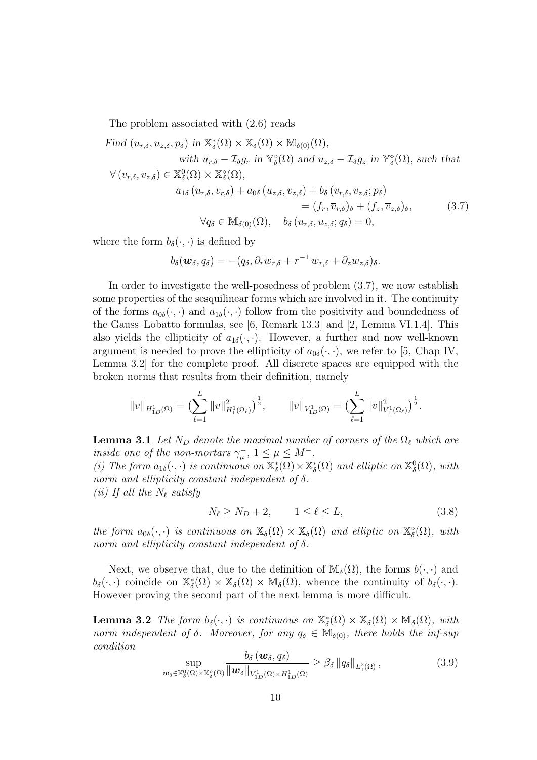The problem associated with (2.6) reads

*Find* $(u_{r,\delta}, u_{z,\delta}, p_\delta)$ *in* $\mathbb{X}_\delta^*(\Omega) \times \mathbb{X}_\delta(\Omega) \times \mathbb{M}_{\delta(0)}(\Omega)$,

*with* $u_{r,\delta} - \mathcal{I}_\delta g_r$ *in* $\mathbb{Y}_\delta^\diamond(\Omega)$ *and* $u_{z,\delta} - \mathcal{I}_\delta g_z$ *in* $\mathbb{Y}_\delta^\diamond(\Omega)$, *such that*

$$
\begin{aligned}
&\forall\, (v_{r,\delta}, v_{z,\delta}) \in \mathbb{X}_\delta^0(\Omega) \times \mathbb{X}_\delta^\diamond(\Omega),\\
&\qquad a_{1\delta}\left(u_{r,\delta}, v_{r,\delta}\right) + a_{0\delta}\left(u_{z,\delta}, v_{z,\delta}\right) + b_\delta\left(v_{r,\delta}, v_{z,\delta}; p_\delta\right)\\
&\qquad\qquad\qquad = (f_r, \overline{v}_{r,\delta})_\delta + (f_z, \overline{v}_{z,\delta})_\delta, \qquad\qquad (3.7)\\
&\qquad\quad \forall q_\delta \in \mathbb{M}_{\delta(0)}(\Omega), \quad b_\delta\left(u_{r,\delta}, u_{z,\delta}; q_\delta\right) = 0,
\end{aligned}
$$

where the form $b_\delta(\cdot,\cdot)$ is defined by

$$
b_\delta(\boldsymbol{w}_\delta, q_\delta) = -(q_\delta, \partial_r \overline{w}_{r,\delta} + r^{-1}\, \overline{w}_{r,\delta} + \partial_z \overline{w}_{z,\delta})_\delta.
$$

In order to investigate the well-posedness of problem (3.7), we now establish some properties of the sesquilinear forms which are involved in it. The continuity of the forms $a_{0\delta}(\cdot,\cdot)$ and $a_{1\delta}(\cdot,\cdot)$ follow from the positivity and boundedness of the Gauss–Lobatto formulas, see [6, Remark 13.3] and [2, Lemma VI.1.4]. This also yields the ellipticity of $a_{1\delta}(\cdot,\cdot)$. However, a further and now well-known argument is needed to prove the ellipticity of $a_{0\delta}(\cdot,\cdot)$, we refer to [5, Chap IV, Lemma 3.2] for the complete proof. All discrete spaces are equipped with the broken norms that results from their definition, namely

$$
\|v\|_{H^1_{1D}(\Omega)} = \big(\sum_{\ell=1}^{L} \|v\|^2_{H^1_1(\Omega_\ell)}\big)^{\frac{1}{2}}, \qquad \|v\|_{V^1_{1D}(\Omega)} = \big(\sum_{\ell=1}^{L} \|v\|^2_{V^1_1(\Omega_\ell)}\big)^{\frac{1}{2}}.
$$

**Lemma 3.1** *Let $N_D$ denote the maximal number of corners of the $\Omega_\ell$ which are inside one of the non-mortars $\gamma_\mu^-$, $1 \le \mu \le M^-$.*
*(i) The form $a_{1\delta}(\cdot,\cdot)$ is continuous on $\mathbb{X}_\delta^*(\Omega) \times \mathbb{X}_\delta^*(\Omega)$ and elliptic on $\mathbb{X}_\delta^0(\Omega)$, with norm and ellipticity constant independent of $\delta$.*
*(ii) If all the $N_\ell$ satisfy*

$$
N_\ell \ge N_D + 2, \qquad 1 \le \ell \le L, \tag{3.8}
$$

*the form $a_{0\delta}(\cdot,\cdot)$ is continuous on $\mathbb{X}_\delta(\Omega) \times \mathbb{X}_\delta(\Omega)$ and elliptic on $\mathbb{X}_\delta^\diamond(\Omega)$, with norm and ellipticity constant independent of $\delta$.*

Next, we observe that, due to the definition of $\mathbb{M}_\delta(\Omega)$, the forms $b(\cdot,\cdot)$ and $b_\delta(\cdot,\cdot)$ coincide on $\mathbb{X}_\delta^*(\Omega) \times \mathbb{X}_\delta(\Omega) \times \mathbb{M}_\delta(\Omega)$, whence the continuity of $b_\delta(\cdot,\cdot)$. However proving the second part of the next lemma is more difficult.

**Lemma 3.2** *The form $b_\delta(\cdot,\cdot)$ is continuous on $\mathbb{X}_\delta^*(\Omega) \times \mathbb{X}_\delta(\Omega) \times \mathbb{M}_\delta(\Omega)$, with norm independent of $\delta$. Moreover, for any $q_\delta \in \mathbb{M}_{\delta(0)}$, there holds the inf-sup condition*

$$
\sup_{\boldsymbol{w}_\delta \in \mathbb{X}_\delta^0(\Omega) \times \mathbb{X}_\delta^\diamond(\Omega)} \frac{b_\delta\left(\boldsymbol{w}_\delta, q_\delta\right)}{\|\boldsymbol{w}_\delta\|_{V^1_{1D}(\Omega) \times H^1_{1D}(\Omega)}} \ge \beta_\delta \left\|q_\delta\right\|_{L^2_1(\Omega)}, \tag{3.9}
$$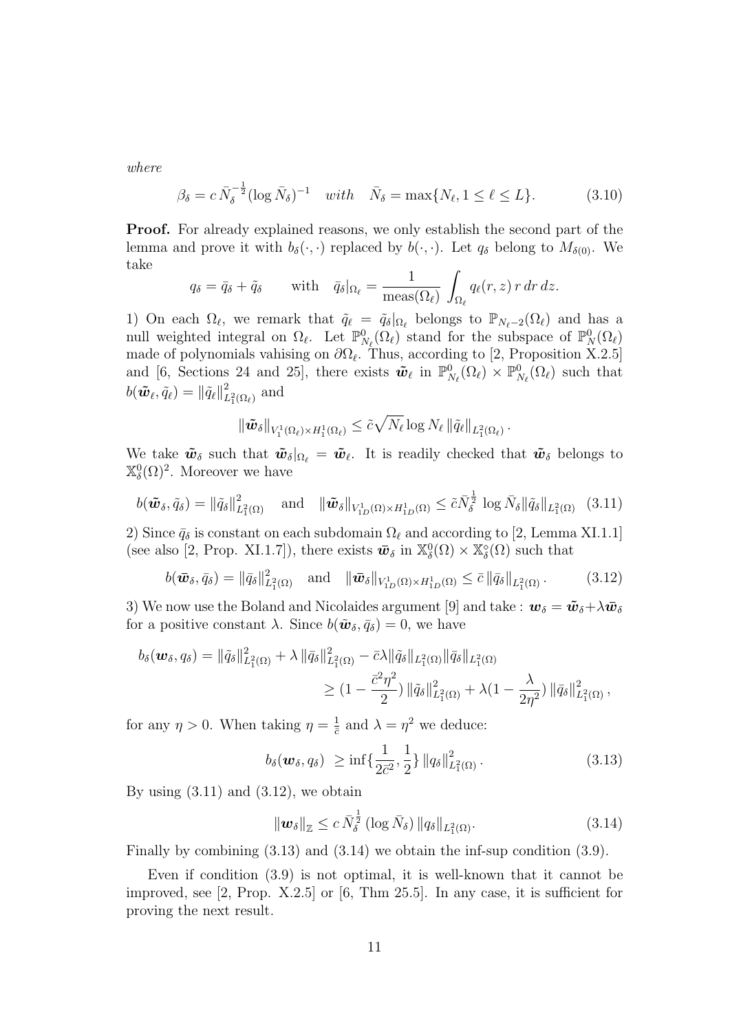*where*

$$\beta_\delta = c\,\bar{N}_\delta^{-\frac{1}{2}} (\log \bar{N}_\delta)^{-1} \quad \textit{with} \quad \bar{N}_\delta = \max\{N_\ell, 1 \le \ell \le L\}. \tag{3.10}$$

**Proof.** For already explained reasons, we only establish the second part of the lemma and prove it with $b_\delta(\cdot,\cdot)$ replaced by $b(\cdot,\cdot)$. Let $q_\delta$ belong to $M_{\delta(0)}$. We take

$$q_\delta = \bar{q}_\delta + \tilde{q}_\delta \qquad \text{with} \quad \bar{q}_\delta|_{\Omega_\ell} = \frac{1}{\text{meas}(\Omega_\ell)} \int_{\Omega_\ell} q_\ell(r,z)\, r\, dr\, dz.$$

1) On each $\Omega_\ell$, we remark that $\tilde{q}_\ell = \tilde{q}_\delta|_{\Omega_\ell}$ belongs to $\mathbb{P}_{N_\ell - 2}(\Omega_\ell)$ and has a null weighted integral on $\Omega_\ell$. Let $\mathbb{P}^0_{N_\ell}(\Omega_\ell)$ stand for the subspace of $\mathbb{P}^0_N(\Omega_\ell)$ made of polynomials vahising on $\partial\Omega_\ell$. Thus, according to [2, Proposition X.2.5] and [6, Sections 24 and 25], there exists $\tilde{\boldsymbol{w}}_\ell$ in $\mathbb{P}^0_{N_\ell}(\Omega_\ell) \times \mathbb{P}^0_{N_\ell}(\Omega_\ell)$ such that $b(\tilde{\boldsymbol{w}}_\ell, \tilde{q}_\ell) = \|\tilde{q}_\ell\|^2_{L^2_1(\Omega_\ell)}$ and

$$\|\tilde{\boldsymbol{w}}_\delta\|_{V^1_1(\Omega_\ell)\times H^1_1(\Omega_\ell)} \le \tilde{c}\sqrt{N_\ell} \log N_\ell\, \|\tilde{q}_\ell\|_{L^2_1(\Omega_\ell)}\,.$$

We take $\tilde{\boldsymbol{w}}_\delta$ such that $\tilde{\boldsymbol{w}}_\delta|_{\Omega_\ell} = \tilde{\boldsymbol{w}}_\ell$. It is readily checked that $\tilde{\boldsymbol{w}}_\delta$ belongs to $\mathbb{X}^0_\delta(\Omega)^2$. Moreover we have

$$b(\tilde{\boldsymbol{w}}_\delta, \tilde{q}_\delta) = \|\tilde{q}_\delta\|^2_{L^2_1(\Omega)} \quad \text{and} \quad \|\tilde{\boldsymbol{w}}_\delta\|_{V^1_{1D}(\Omega)\times H^1_{1D}(\Omega)} \le \tilde{c}\bar{N}_\delta^{\frac{1}{2}} \log \bar{N}_\delta \|\tilde{q}_\delta\|_{L^2_1(\Omega)} \tag{3.11}$$

2) Since $\bar{q}_\delta$ is constant on each subdomain $\Omega_\ell$ and according to [2, Lemma XI.1.1] (see also [2, Prop. XI.1.7]), there exists $\bar{\boldsymbol{w}}_\delta$ in $\mathbb{X}^0_\delta(\Omega) \times \mathbb{X}^\diamond_\delta(\Omega)$ such that

$$b(\bar{\boldsymbol{w}}_\delta, \bar{q}_\delta) = \|\bar{q}_\delta\|^2_{L^2_1(\Omega)} \quad \text{and} \quad \|\bar{\boldsymbol{w}}_\delta\|_{V^1_{1D}(\Omega)\times H^1_{1D}(\Omega)} \le \bar{c}\, \|\bar{q}_\delta\|_{L^2_1(\Omega)}\,. \tag{3.12}$$

3) We now use the Boland and Nicolaides argument [9] and take : $\boldsymbol{w}_\delta = \tilde{\boldsymbol{w}}_\delta + \lambda \bar{\boldsymbol{w}}_\delta$ for a positive constant $\lambda$. Since $b(\tilde{\boldsymbol{w}}_\delta, \bar{q}_\delta) = 0$, we have

$$\begin{aligned} b_\delta(\boldsymbol{w}_\delta, q_\delta) &= \|\tilde{q}_\delta\|^2_{L^2_1(\Omega)} + \lambda\, \|\bar{q}_\delta\|^2_{L^2_1(\Omega)} - \bar{c}\lambda \|\tilde{q}_\delta\|_{L^2_1(\Omega)} \|\bar{q}_\delta\|_{L^2_1(\Omega)} \\ &\ge (1 - \frac{\bar{c}^2\eta^2}{2})\, \|\tilde{q}_\delta\|^2_{L^2_1(\Omega)} + \lambda(1 - \frac{\lambda}{2\eta^2})\, \|\bar{q}_\delta\|^2_{L^2_1(\Omega)}\,, \end{aligned}$$

for any $\eta > 0$. When taking $\eta = \frac{1}{\bar{c}}$ and $\lambda = \eta^2$ we deduce:

$$b_\delta(\boldsymbol{w}_\delta, q_\delta) \ \ge \inf\{\frac{1}{2\bar{c}^2}, \frac{1}{2}\}\, \|q_\delta\|^2_{L^2_1(\Omega)}\,. \tag{3.13}$$

By using (3.11) and (3.12), we obtain

$$\|\boldsymbol{w}_\delta\|_{\mathbb{Z}} \le c\, \bar{N}_\delta^{\frac{1}{2}}\, (\log \bar{N}_\delta)\, \|q_\delta\|_{L^2_1(\Omega)}. \tag{3.14}$$

Finally by combining (3.13) and (3.14) we obtain the inf-sup condition (3.9).

Even if condition (3.9) is not optimal, it is well-known that it cannot be improved, see [2, Prop. X.2.5] or [6, Thm 25.5]. In any case, it is sufficient for proving the next result.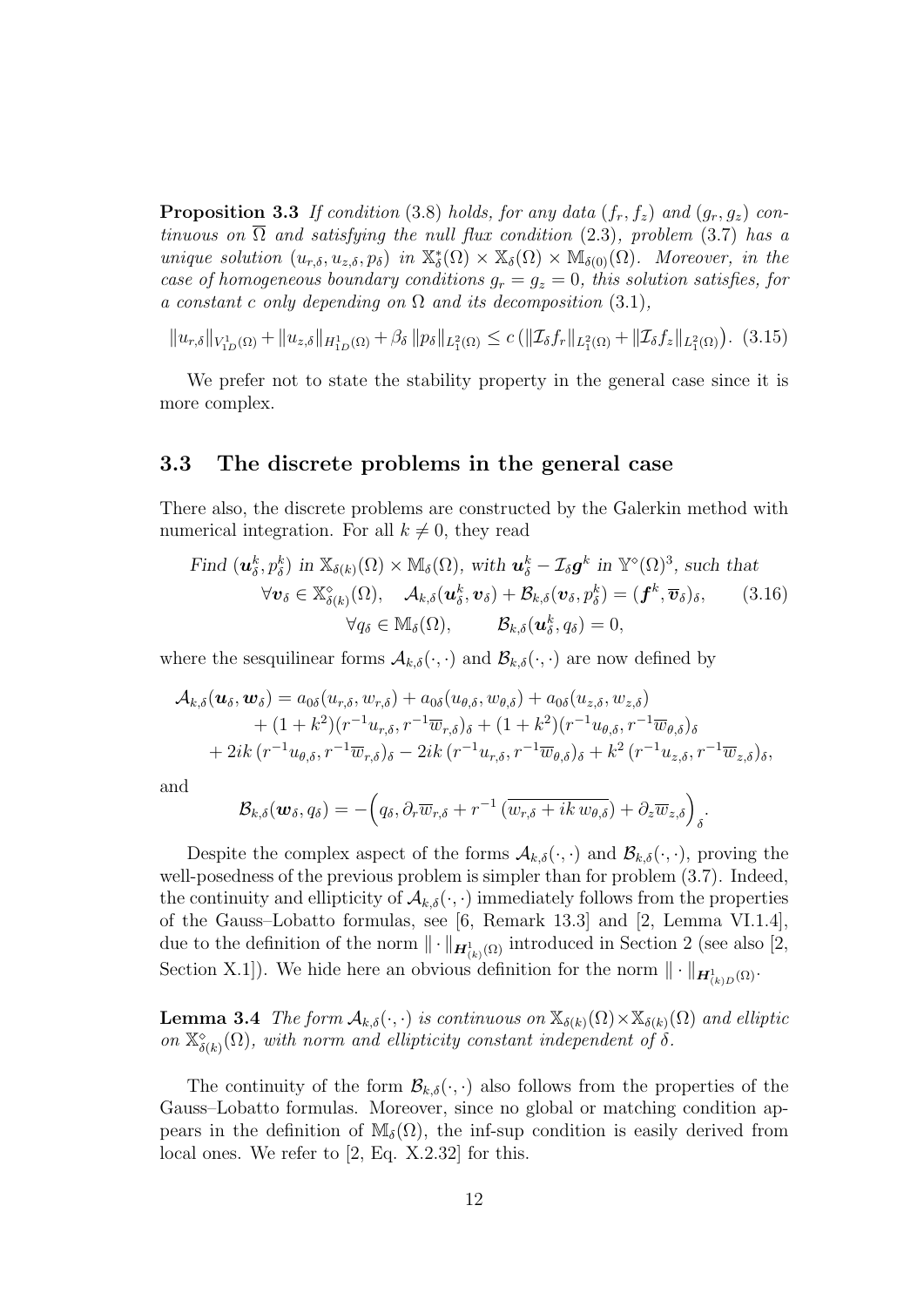**Proposition 3.3** *If condition* (3.8) *holds, for any data* $(f_r, f_z)$ *and* $(g_r, g_z)$ *continuous on* $\overline{\Omega}$ *and satisfying the null flux condition* (2.3)*, problem* (3.7) *has a unique solution* $(u_{r,\delta}, u_{z,\delta}, p_\delta)$ *in* $\mathbb{X}^*_\delta(\Omega) \times \mathbb{X}_\delta(\Omega) \times \mathbb{M}_{\delta(0)}(\Omega)$*. Moreover, in the case of homogeneous boundary conditions* $g_r = g_z = 0$*, this solution satisfies, for a constant* $c$ *only depending on* $\Omega$ *and its decomposition* (3.1)*,*

$$\|u_{r,\delta}\|_{V^1_{1D}(\Omega)} + \|u_{z,\delta}\|_{H^1_{1D}(\Omega)} + \beta_\delta \, \|p_\delta\|_{L^2_1(\Omega)} \leq c \left( \|\mathcal{I}_\delta f_r\|_{L^2_1(\Omega)} + \|\mathcal{I}_\delta f_z\|_{L^2_1(\Omega)} \right). \quad (3.15)$$

We prefer not to state the stability property in the general case since it is more complex.

### 3.3 The discrete problems in the general case

There also, the discrete problems are constructed by the Galerkin method with numerical integration. For all $k \neq 0$, they read

$$\begin{aligned}
&\textit{Find } (\boldsymbol{u}^k_\delta, p^k_\delta) \textit{ in } \mathbb{X}_{\delta(k)}(\Omega) \times \mathbb{M}_\delta(\Omega), \textit{ with } \boldsymbol{u}^k_\delta - \mathcal{I}_\delta \boldsymbol{g}^k \textit{ in } \mathbb{Y}^\diamond(\Omega)^3, \textit{ such that} \\
&\qquad \forall \boldsymbol{v}_\delta \in \mathbb{X}^\diamond_{\delta(k)}(\Omega), \quad \mathcal{A}_{k,\delta}(\boldsymbol{u}^k_\delta, \boldsymbol{v}_\delta) + \mathcal{B}_{k,\delta}(\boldsymbol{v}_\delta, p^k_\delta) = (\boldsymbol{f}^k, \overline{\boldsymbol{v}}_\delta)_\delta, \qquad (3.16) \\
&\qquad\qquad \forall q_\delta \in \mathbb{M}_\delta(\Omega), \qquad \mathcal{B}_{k,\delta}(\boldsymbol{u}^k_\delta, q_\delta) = 0,
\end{aligned}$$

where the sesquilinear forms $\mathcal{A}_{k,\delta}(\cdot,\cdot)$ and $\mathcal{B}_{k,\delta}(\cdot,\cdot)$ are now defined by

$$\begin{aligned}
\mathcal{A}_{k,\delta}(\boldsymbol{u}_\delta, \boldsymbol{w}_\delta) &= a_{0\delta}(u_{r,\delta}, w_{r,\delta}) + a_{0\delta}(u_{\theta,\delta}, w_{\theta,\delta}) + a_{0\delta}(u_{z,\delta}, w_{z,\delta}) \\
&\quad + (1+k^2)(r^{-1}u_{r,\delta}, r^{-1}\overline{w}_{r,\delta})_\delta + (1+k^2)(r^{-1}u_{\theta,\delta}, r^{-1}\overline{w}_{\theta,\delta})_\delta \\
&\quad + 2ik\,(r^{-1}u_{\theta,\delta}, r^{-1}\overline{w}_{r,\delta})_\delta - 2ik\,(r^{-1}u_{r,\delta}, r^{-1}\overline{w}_{\theta,\delta})_\delta + k^2\,(r^{-1}u_{z,\delta}, r^{-1}\overline{w}_{z,\delta})_\delta,
\end{aligned}$$

and

$$\mathcal{B}_{k,\delta}(\boldsymbol{w}_\delta, q_\delta) = -\Big( q_\delta, \partial_r \overline{w}_{r,\delta} + r^{-1}\,(\overline{w_{r,\delta} + ik\,w_{\theta,\delta}}) + \partial_z \overline{w}_{z,\delta} \Big)_\delta.$$

Despite the complex aspect of the forms $\mathcal{A}_{k,\delta}(\cdot,\cdot)$ and $\mathcal{B}_{k,\delta}(\cdot,\cdot)$, proving the well-posedness of the previous problem is simpler than for problem (3.7). Indeed, the continuity and ellipticity of $\mathcal{A}_{k,\delta}(\cdot,\cdot)$ immediately follows from the properties of the Gauss–Lobatto formulas, see [6, Remark 13.3] and [2, Lemma VI.1.4], due to the definition of the norm $\|\cdot\|_{\boldsymbol{H}^1_{(k)}(\Omega)}$ introduced in Section 2 (see also [2, Section X.1]). We hide here an obvious definition for the norm $\|\cdot\|_{\boldsymbol{H}^1_{(k)D}(\Omega)}$.

**Lemma 3.4** *The form* $\mathcal{A}_{k,\delta}(\cdot,\cdot)$ *is continuous on* $\mathbb{X}_{\delta(k)}(\Omega) \times \mathbb{X}_{\delta(k)}(\Omega)$ *and elliptic on* $\mathbb{X}^\diamond_{\delta(k)}(\Omega)$*, with norm and ellipticity constant independent of* $\delta$*.*

The continuity of the form $\mathcal{B}_{k,\delta}(\cdot,\cdot)$ also follows from the properties of the Gauss–Lobatto formulas. Moreover, since no global or matching condition appears in the definition of $\mathbb{M}_\delta(\Omega)$, the inf-sup condition is easily derived from local ones. We refer to [2, Eq. X.2.32] for this.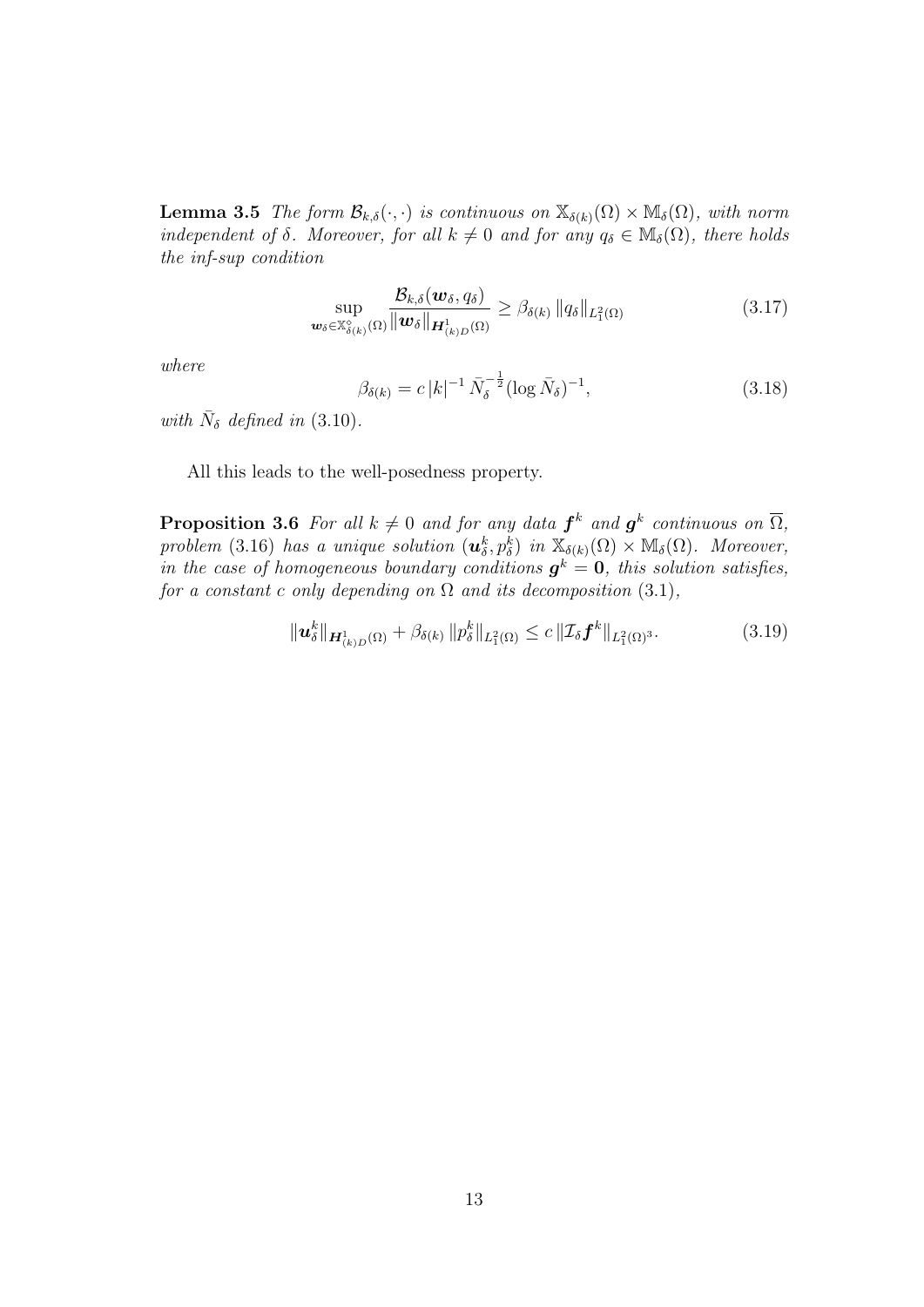**Lemma 3.5** *The form $\mathcal{B}_{k,\delta}(\cdot,\cdot)$ is continuous on $\mathbb{X}_{\delta(k)}(\Omega) \times \mathbb{M}_\delta(\Omega)$, with norm independent of $\delta$. Moreover, for all $k \neq 0$ and for any $q_\delta \in \mathbb{M}_\delta(\Omega)$, there holds the inf-sup condition*

$$\sup_{\boldsymbol{w}_\delta \in \mathbb{X}^\circ_{\delta(k)}(\Omega)} \frac{\mathcal{B}_{k,\delta}(\boldsymbol{w}_\delta, q_\delta)}{\|\boldsymbol{w}_\delta\|_{\boldsymbol{H}^1_{(k)D}(\Omega)}} \geq \beta_{\delta(k)} \, \|q_\delta\|_{L^2_1(\Omega)} \tag{3.17}$$

*where*

$$\beta_{\delta(k)} = c \, |k|^{-1} \, \bar{N}_\delta^{-\frac{1}{2}} (\log \bar{N}_\delta)^{-1}, \tag{3.18}$$

*with $\bar{N}_\delta$ defined in* (3.10).

All this leads to the well-posedness property.

**Proposition 3.6** *For all $k \neq 0$ and for any data $\boldsymbol{f}^k$ and $\boldsymbol{g}^k$ continuous on $\overline{\Omega}$, problem* (3.16) *has a unique solution $(\boldsymbol{u}^k_\delta, p^k_\delta)$ in $\mathbb{X}_{\delta(k)}(\Omega) \times \mathbb{M}_\delta(\Omega)$. Moreover, in the case of homogeneous boundary conditions $\boldsymbol{g}^k = \boldsymbol{0}$, this solution satisfies, for a constant $c$ only depending on $\Omega$ and its decomposition* (3.1),

$$\|\boldsymbol{u}^k_\delta\|_{\boldsymbol{H}^1_{(k)D}(\Omega)} + \beta_{\delta(k)} \, \|p^k_\delta\|_{L^2_1(\Omega)} \leq c \, \|\mathcal{I}_\delta \boldsymbol{f}^k\|_{L^2_1(\Omega)^3}. \tag{3.19}$$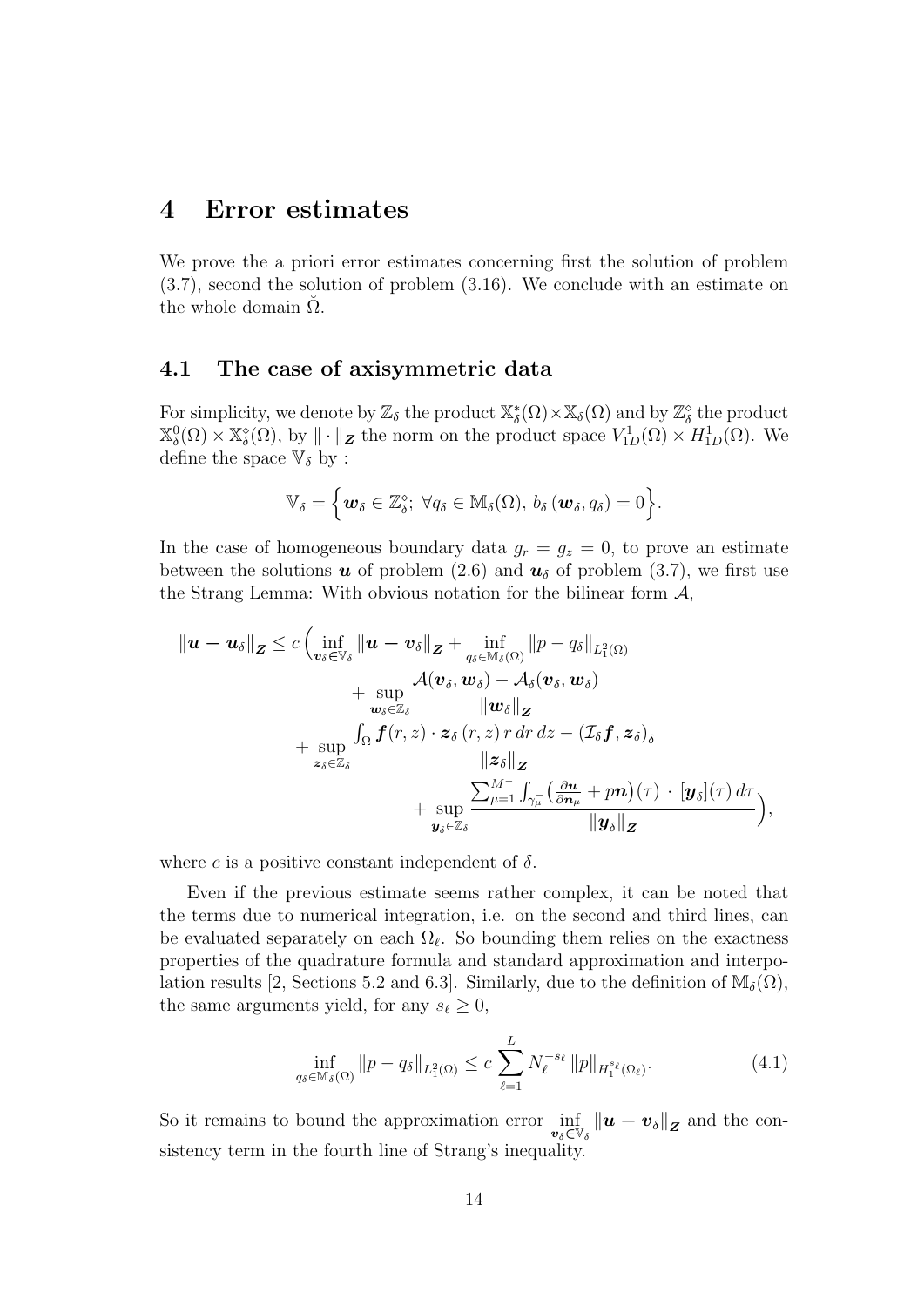# 4 Error estimates

We prove the a priori error estimates concerning first the solution of problem (3.7), second the solution of problem (3.16). We conclude with an estimate on the whole domain $\breve{\Omega}$.

## 4.1 The case of axisymmetric data

For simplicity, we denote by $\mathbb{Z}_\delta$ the product $\mathbb{X}_\delta^*(\Omega) \times \mathbb{X}_\delta(\Omega)$ and by $\mathbb{Z}_\delta^\diamond$ the product $\mathbb{X}_\delta^0(\Omega) \times \mathbb{X}_\delta^\diamond(\Omega)$, by $\|\cdot\|_{\boldsymbol{Z}}$ the norm on the product space $V_{1D}^1(\Omega) \times H_{1D}^1(\Omega)$. We define the space $\mathbb{V}_\delta$ by :

$$
\mathbb{V}_\delta = \Big\{ \boldsymbol{w}_\delta \in \mathbb{Z}_\delta^\diamond;\ \forall q_\delta \in \mathbb{M}_\delta(\Omega),\ b_\delta\,(\boldsymbol{w}_\delta, q_\delta) = 0 \Big\}.
$$

In the case of homogeneous boundary data $g_r = g_z = 0$, to prove an estimate between the solutions $\boldsymbol{u}$ of problem (2.6) and $\boldsymbol{u}_\delta$ of problem (3.7), we first use the Strang Lemma: With obvious notation for the bilinear form $\mathcal{A}$,

$$
\begin{aligned}
\|\boldsymbol{u} - \boldsymbol{u}_\delta\|_{\boldsymbol{Z}} \le c \Big( & \inf_{\boldsymbol{v}_\delta \in \mathbb{V}_\delta} \|\boldsymbol{u} - \boldsymbol{v}_\delta\|_{\boldsymbol{Z}} + \inf_{q_\delta \in \mathbb{M}_\delta(\Omega)} \|p - q_\delta\|_{L_1^2(\Omega)} \\
& + \sup_{\boldsymbol{w}_\delta \in \mathbb{Z}_\delta} \frac{\mathcal{A}(\boldsymbol{v}_\delta, \boldsymbol{w}_\delta) - \mathcal{A}_\delta(\boldsymbol{v}_\delta, \boldsymbol{w}_\delta)}{\|\boldsymbol{w}_\delta\|_{\boldsymbol{Z}}} \\
& + \sup_{\boldsymbol{z}_\delta \in \mathbb{Z}_\delta} \frac{\int_\Omega \boldsymbol{f}(r,z) \cdot \boldsymbol{z}_\delta\,(r,z)\, r\, dr\, dz - (\mathcal{I}_\delta \boldsymbol{f}, \boldsymbol{z}_\delta)_\delta}{\|\boldsymbol{z}_\delta\|_{\boldsymbol{Z}}} \\
& + \sup_{\boldsymbol{y}_\delta \in \mathbb{Z}_\delta} \frac{\sum_{\mu=1}^{M^-} \int_{\gamma_\mu^-} \big( \frac{\partial \boldsymbol{u}}{\partial \boldsymbol{n}_\mu} + p\boldsymbol{n} \big)(\tau) \cdot [\boldsymbol{y}_\delta](\tau)\, d\tau}{\|\boldsymbol{y}_\delta\|_{\boldsymbol{Z}}} \Big),
\end{aligned}
$$

where $c$ is a positive constant independent of $\delta$.

Even if the previous estimate seems rather complex, it can be noted that the terms due to numerical integration, i.e. on the second and third lines, can be evaluated separately on each $\Omega_\ell$. So bounding them relies on the exactness properties of the quadrature formula and standard approximation and interpolation results [2, Sections 5.2 and 6.3]. Similarly, due to the definition of $\mathbb{M}_\delta(\Omega)$, the same arguments yield, for any $s_\ell \ge 0$,

$$
\inf_{q_\delta \in \mathbb{M}_\delta(\Omega)} \|p - q_\delta\|_{L_1^2(\Omega)} \le c \sum_{\ell=1}^{L} N_\ell^{-s_\ell} \|p\|_{H_1^{s_\ell}(\Omega_\ell)}. \tag{4.1}
$$

So it remains to bound the approximation error $\inf_{\boldsymbol{v}_\delta \in \mathbb{V}_\delta} \|\boldsymbol{u} - \boldsymbol{v}_\delta\|_{\boldsymbol{Z}}$ and the consistency term in the fourth line of Strang's inequality.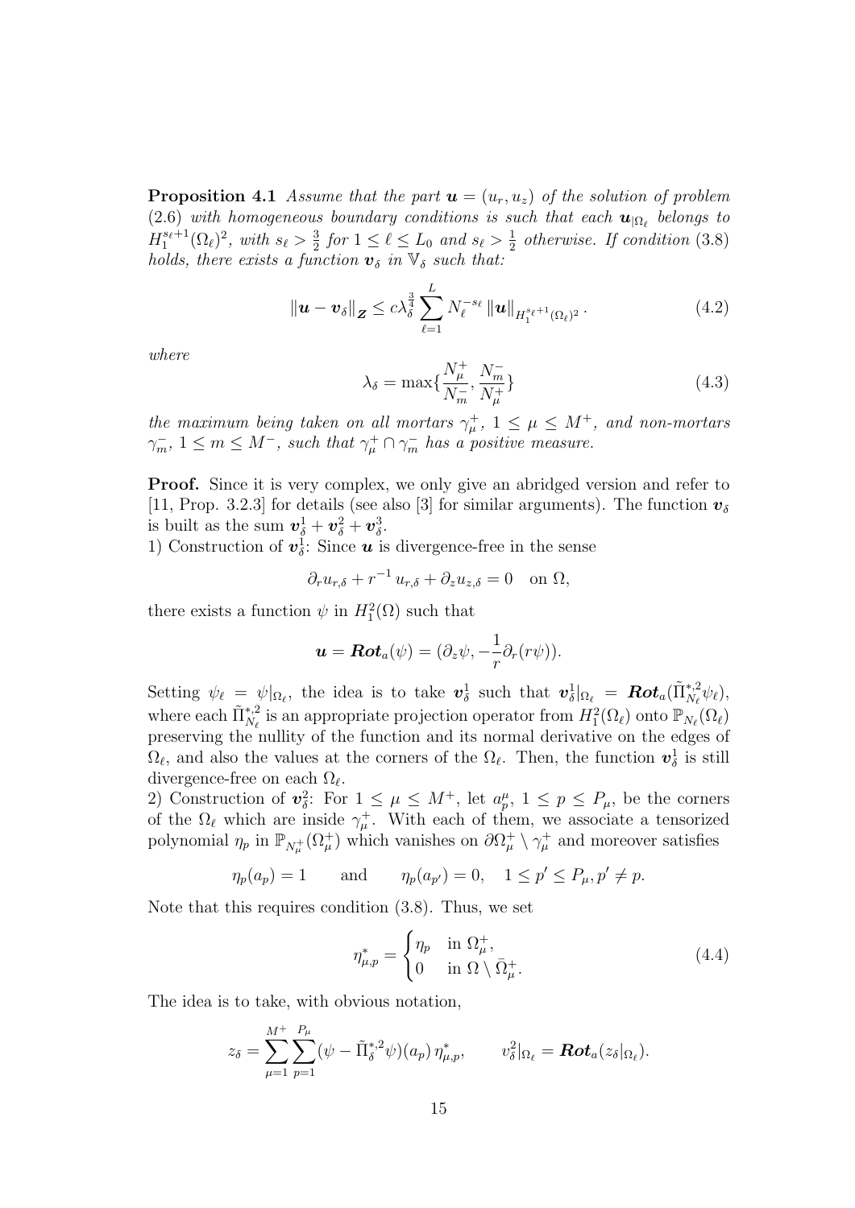**Proposition 4.1** *Assume that the part $\boldsymbol{u} = (u_r, u_z)$ of the solution of problem (2.6) with homogeneous boundary conditions is such that each $\boldsymbol{u}_{|\Omega_\ell}$ belongs to $H_1^{s_\ell+1}(\Omega_\ell)^2$, with $s_\ell > \frac{3}{2}$ for $1 \le \ell \le L_0$ and $s_\ell > \frac{1}{2}$ otherwise. If condition (3.8) holds, there exists a function $\boldsymbol{v}_\delta$ in $\mathbb{V}_\delta$ such that:*

$$
\|\boldsymbol{u} - \boldsymbol{v}_\delta\|_{\boldsymbol{Z}} \le c\lambda_\delta^{\frac{3}{4}} \sum_{\ell=1}^{L} N_\ell^{-s_\ell} \|\boldsymbol{u}\|_{H_1^{s_\ell+1}(\Omega_\ell)^2}. \tag{4.2}
$$

*where*

$$
\lambda_\delta = \max\{\frac{N_\mu^+}{N_m^-}, \frac{N_m^-}{N_\mu^+}\} \tag{4.3}
$$

*the maximum being taken on all mortars $\gamma_\mu^+$, $1 \le \mu \le M^+$, and non-mortars $\gamma_m^-$, $1 \le m \le M^-$, such that $\gamma_\mu^+ \cap \gamma_m^-$ has a positive measure.*

**Proof.** Since it is very complex, we only give an abridged version and refer to [11, Prop. 3.2.3] for details (see also [3] for similar arguments). The function $\boldsymbol{v}_\delta$ is built as the sum $\boldsymbol{v}_\delta^1 + \boldsymbol{v}_\delta^2 + \boldsymbol{v}_\delta^3$.

1) Construction of $\boldsymbol{v}_\delta^1$: Since $\boldsymbol{u}$ is divergence-free in the sense

$$
\partial_r u_{r,\delta} + r^{-1}\, u_{r,\delta} + \partial_z u_{z,\delta} = 0 \quad \text{on } \Omega,
$$

there exists a function $\psi$ in $H_1^2(\Omega)$ such that

$$
\boldsymbol{u} = \boldsymbol{Rot}_a(\psi) = (\partial_z \psi, -\frac{1}{r}\partial_r(r\psi)).
$$

Setting $\psi_\ell = \psi|_{\Omega_\ell}$, the idea is to take $\boldsymbol{v}_\delta^1$ such that $\boldsymbol{v}_\delta^1|_{\Omega_\ell} = \boldsymbol{Rot}_a(\tilde{\Pi}_{N_\ell}^{*,2}\psi_\ell)$, where each $\tilde{\Pi}_{N_\ell}^{*,2}$ is an appropriate projection operator from $H_1^2(\Omega_\ell)$ onto $\mathbb{P}_{N_\ell}(\Omega_\ell)$ preserving the nullity of the function and its normal derivative on the edges of $\Omega_\ell$, and also the values at the corners of the $\Omega_\ell$. Then, the function $\boldsymbol{v}_\delta^1$ is still divergence-free on each $\Omega_\ell$.

2) Construction of $\boldsymbol{v}_\delta^2$: For $1 \le \mu \le M^+$, let $a_p^\mu$, $1 \le p \le P_\mu$, be the corners of the $\Omega_\ell$ which are inside $\gamma_\mu^+$. With each of them, we associate a tensorized polynomial $\eta_p$ in $\mathbb{P}_{N_\mu^+}(\Omega_\mu^+)$ which vanishes on $\partial\Omega_\mu^+ \setminus \gamma_\mu^+$ and moreover satisfies

$$
\eta_p(a_p) = 1 \qquad \text{and} \qquad \eta_p(a_{p'}) = 0, \quad 1 \le p' \le P_\mu, p' \ne p.
$$

Note that this requires condition (3.8). Thus, we set

$$
\eta_{\mu,p}^* = \begin{cases} \eta_p & \text{in } \Omega_\mu^+, \\ 0 & \text{in } \Omega \setminus \bar{\Omega}_\mu^+. \end{cases} \tag{4.4}
$$

The idea is to take, with obvious notation,

$$
z_\delta = \sum_{\mu=1}^{M^+} \sum_{p=1}^{P_\mu} (\psi - \tilde{\Pi}_\delta^{*,2}\psi)(a_p)\, \eta_{\mu,p}^*, \qquad v_\delta^2|_{\Omega_\ell} = \boldsymbol{Rot}_a(z_\delta|_{\Omega_\ell}).
$$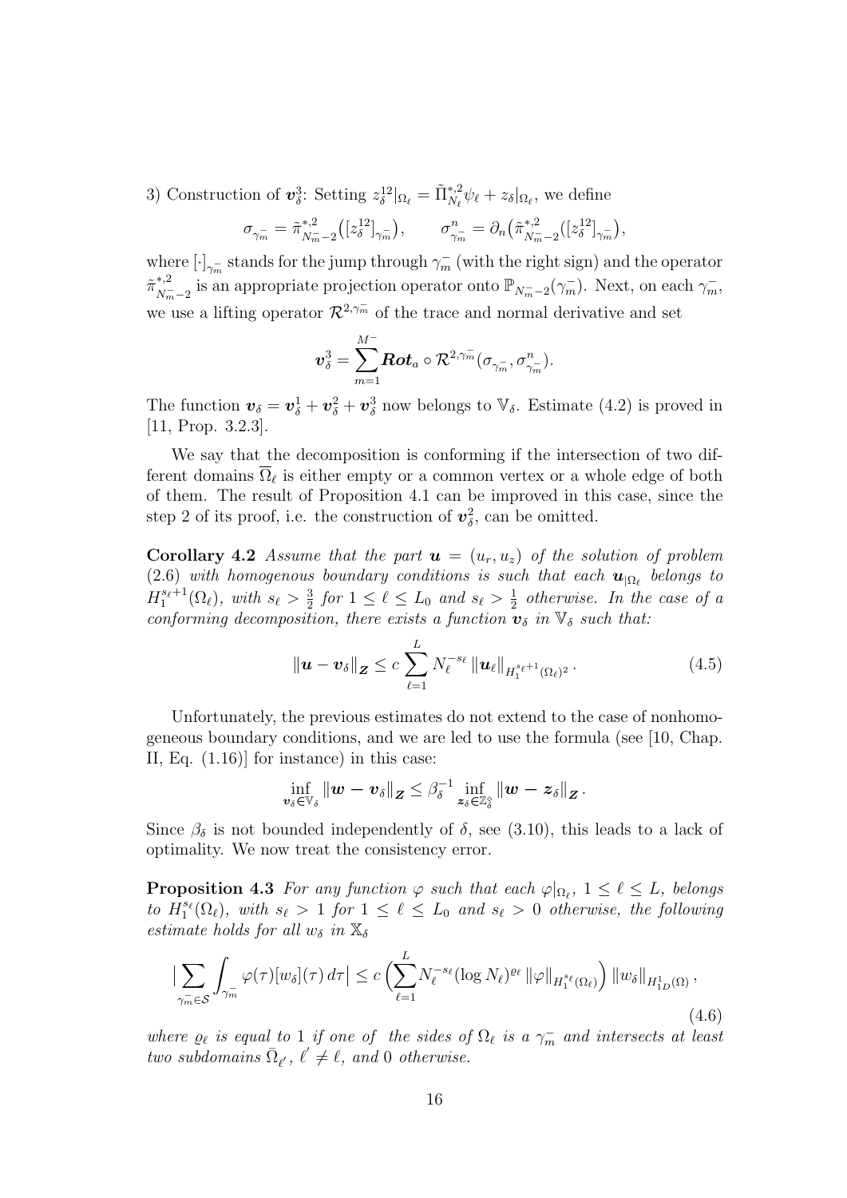3) Construction of $\boldsymbol{v}_\delta^3$: Setting $z_\delta^{12}|_{\Omega_\ell} = \tilde{\Pi}_{N_\ell}^{*,2}\psi_\ell + z_\delta|_{\Omega_\ell}$, we define

$$\sigma_{\gamma_m^-} = \tilde{\pi}^{*,2}_{N_m^- -2}\big([z_\delta^{12}]_{\gamma_m^-}\big), \qquad \sigma^n_{\gamma_m^-} = \partial_n\big(\tilde{\pi}^{*,2}_{N_m^- -2}([z_\delta^{12}]_{\gamma_m^-}\big),$$

where $[\cdot]_{\gamma_m^-}$ stands for the jump through $\gamma_m^-$ (with the right sign) and the operator $\tilde{\pi}^{*,2}_{N_m^- -2}$ is an appropriate projection operator onto $\mathbb{P}_{N_m^- -2}(\gamma_m^-)$. Next, on each $\gamma_m^-$, we use a lifting operator $\mathcal{R}^{2,\gamma_m^-}$ of the trace and normal derivative and set

$$\boldsymbol{v}_\delta^3 = \sum_{m=1}^{M^-} \boldsymbol{Rot}_a \circ \mathcal{R}^{2,\gamma_m^-}(\sigma_{\gamma_m^-}, \sigma^n_{\gamma_m^-}).$$

The function $\boldsymbol{v}_\delta = \boldsymbol{v}_\delta^1 + \boldsymbol{v}_\delta^2 + \boldsymbol{v}_\delta^3$ now belongs to $\mathbb{V}_\delta$. Estimate (4.2) is proved in [11, Prop. 3.2.3].

We say that the decomposition is conforming if the intersection of two different domains $\overline{\Omega}_\ell$ is either empty or a common vertex or a whole edge of both of them. The result of Proposition 4.1 can be improved in this case, since the step 2 of its proof, i.e. the construction of $\boldsymbol{v}_\delta^2$, can be omitted.

**Corollary 4.2** *Assume that the part $\boldsymbol{u} = (u_r, u_z)$ of the solution of problem (2.6) with homogenous boundary conditions is such that each $\boldsymbol{u}_{|\Omega_\ell}$ belongs to $H_1^{s_\ell+1}(\Omega_\ell)$, with $s_\ell > \frac{3}{2}$ for $1 \le \ell \le L_0$ and $s_\ell > \frac{1}{2}$ otherwise. In the case of a conforming decomposition, there exists a function $\boldsymbol{v}_\delta$ in $\mathbb{V}_\delta$ such that:*

$$\|\boldsymbol{u} - \boldsymbol{v}_\delta\|_{\boldsymbol{Z}} \le c \sum_{\ell=1}^{L} N_\ell^{-s_\ell} \|\boldsymbol{u}_\ell\|_{H_1^{s_\ell+1}(\Omega_\ell)^2}. \tag{4.5}$$

Unfortunately, the previous estimates do not extend to the case of nonhomogeneous boundary conditions, and we are led to use the formula (see [10, Chap. II, Eq. (1.16)] for instance) in this case:

$$\inf_{\boldsymbol{v}_\delta \in \mathbb{V}_\delta} \|\boldsymbol{w} - \boldsymbol{v}_\delta\|_{\boldsymbol{Z}} \le \beta_\delta^{-1} \inf_{\boldsymbol{z}_\delta \in \mathbb{Z}_\delta^\circ} \|\boldsymbol{w} - \boldsymbol{z}_\delta\|_{\boldsymbol{Z}}.$$

Since $\beta_\delta$ is not bounded independently of $\delta$, see (3.10), this leads to a lack of optimality. We now treat the consistency error.

**Proposition 4.3** *For any function $\varphi$ such that each $\varphi|_{\Omega_\ell}$, $1 \le \ell \le L$, belongs to $H_1^{s_\ell}(\Omega_\ell)$, with $s_\ell > 1$ for $1 \le \ell \le L_0$ and $s_\ell > 0$ otherwise, the following estimate holds for all $w_\delta$ in $\mathbb{X}_\delta$*

$$\Big|\sum_{\gamma_m^- \in \mathcal{S}} \int_{\gamma_m^-} \varphi(\tau)[w_\delta](\tau)\, d\tau\Big| \le c \Big(\sum_{\ell=1}^{L} N_\ell^{-s_\ell} (\log N_\ell)^{\varrho_\ell} \|\varphi\|_{H_1^{s_\ell}(\Omega_\ell)}\Big) \|w_\delta\|_{H^1_{1D}(\Omega)}, \tag{4.6}$$

*where $\varrho_\ell$ is equal to 1 if one of the sides of $\Omega_\ell$ is a $\gamma_m^-$ and intersects at least two subdomains $\bar{\Omega}_{\ell'}$, $\ell' \neq \ell$, and 0 otherwise.*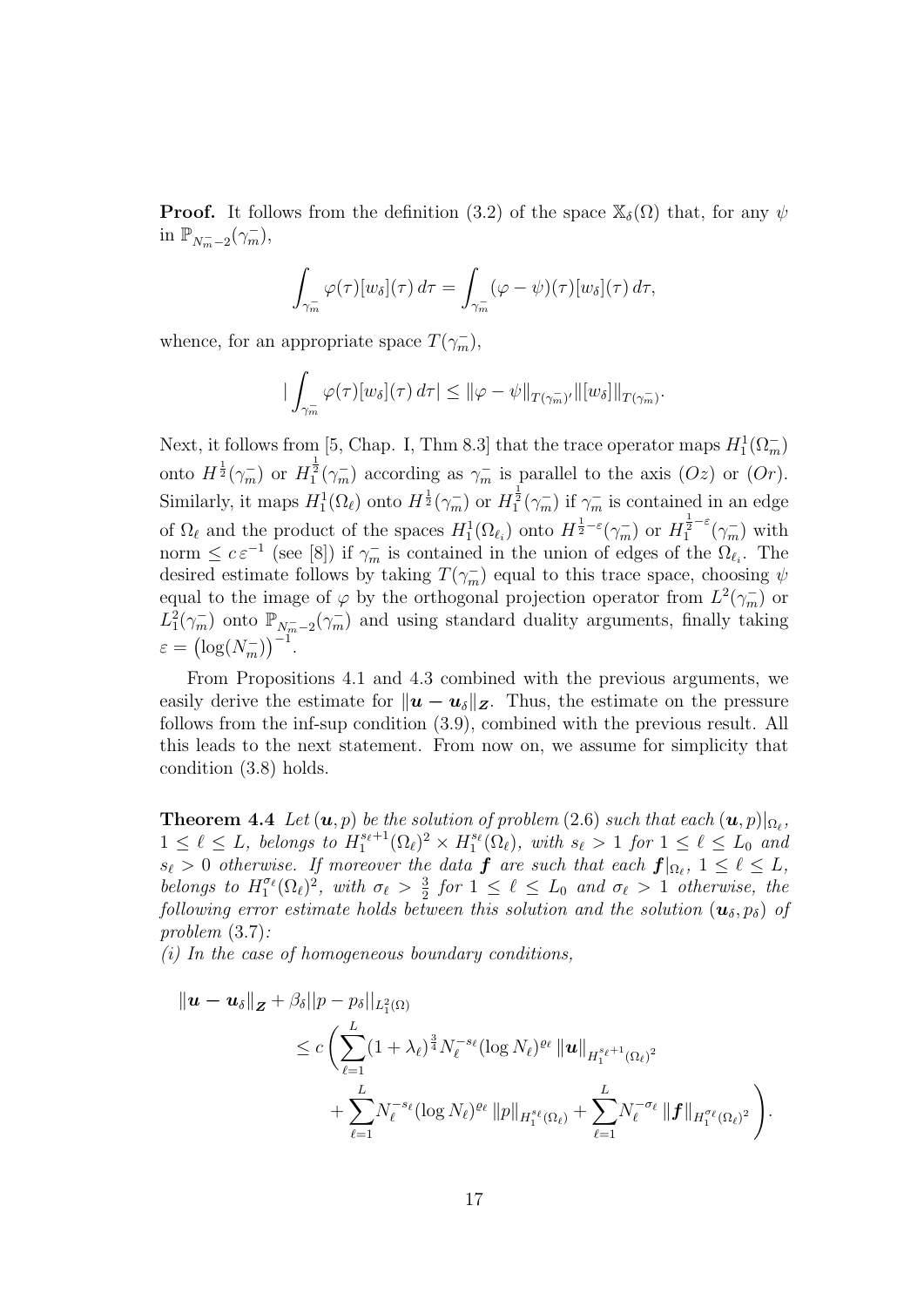**Proof.** It follows from the definition (3.2) of the space $\mathbb{X}_\delta(\Omega)$ that, for any $\psi$ in $\mathbb{P}_{N_m^- - 2}(\gamma_m^-)$,

$$\int_{\gamma_m^-} \varphi(\tau)[w_\delta](\tau)\,d\tau = \int_{\gamma_m^-} (\varphi - \psi)(\tau)[w_\delta](\tau)\,d\tau,$$

whence, for an appropriate space $T(\gamma_m^-)$,

$$\Big|\int_{\gamma_m^-} \varphi(\tau)[w_\delta](\tau)\,d\tau\Big| \le \|\varphi - \psi\|_{T(\gamma_m^-)'} \|[w_\delta]\|_{T(\gamma_m^-)}.$$

Next, it follows from [5, Chap. I, Thm 8.3] that the trace operator maps $H_1^1(\Omega_m^-)$ onto $H^{\frac{1}{2}}(\gamma_m^-)$ or $H_1^{\frac{1}{2}}(\gamma_m^-)$ according as $\gamma_m^-$ is parallel to the axis $(Oz)$ or $(Or)$. Similarly, it maps $H_1^1(\Omega_\ell)$ onto $H^{\frac{1}{2}}(\gamma_m^-)$ or $H_1^{\frac{1}{2}}(\gamma_m^-)$ if $\gamma_m^-$ is contained in an edge of $\Omega_\ell$ and the product of the spaces $H_1^1(\Omega_{\ell_i})$ onto $H^{\frac{1}{2}-\varepsilon}(\gamma_m^-)$ or $H_1^{\frac{1}{2}-\varepsilon}(\gamma_m^-)$ with norm $\le c\,\varepsilon^{-1}$ (see [8]) if $\gamma_m^-$ is contained in the union of edges of the $\Omega_{\ell_i}$. The desired estimate follows by taking $T(\gamma_m^-)$ equal to this trace space, choosing $\psi$ equal to the image of $\varphi$ by the orthogonal projection operator from $L^2(\gamma_m^-)$ or $L_1^2(\gamma_m^-)$ onto $\mathbb{P}_{N_m^- - 2}(\gamma_m^-)$ and using standard duality arguments, finally taking $\varepsilon = \big(\log(N_m^-)\big)^{-1}$.

From Propositions 4.1 and 4.3 combined with the previous arguments, we easily derive the estimate for $\|\boldsymbol{u} - \boldsymbol{u}_\delta\|_{\boldsymbol{Z}}$. Thus, the estimate on the pressure follows from the inf-sup condition (3.9), combined with the previous result. All this leads to the next statement. From now on, we assume for simplicity that condition (3.8) holds.

**Theorem 4.4** *Let $(\boldsymbol{u}, p)$ be the solution of problem (2.6) such that each $(\boldsymbol{u}, p)|_{\Omega_\ell}$, $1 \le \ell \le L$, belongs to $H_1^{s_\ell+1}(\Omega_\ell)^2 \times H_1^{s_\ell}(\Omega_\ell)$, with $s_\ell > 1$ for $1 \le \ell \le L_0$ and $s_\ell > 0$ otherwise. If moreover the data $\boldsymbol{f}$ are such that each $\boldsymbol{f}|_{\Omega_\ell}$, $1 \le \ell \le L$, belongs to $H_1^{\sigma_\ell}(\Omega_\ell)^2$, with $\sigma_\ell > \frac{3}{2}$ for $1 \le \ell \le L_0$ and $\sigma_\ell > 1$ otherwise, the following error estimate holds between this solution and the solution $(\boldsymbol{u}_\delta, p_\delta)$ of problem (3.7):*

*(i) In the case of homogeneous boundary conditions,*

$$\begin{aligned}
\|\boldsymbol{u} - \boldsymbol{u}_\delta\|_{\boldsymbol{Z}} &+ \beta_\delta \|p - p_\delta\|_{L_1^2(\Omega)} \\
&\le c\,\Bigg( \sum_{\ell=1}^{L} (1+\lambda_\ell)^{\frac{3}{4}} N_\ell^{-s_\ell} (\log N_\ell)^{\varrho_\ell}\, \|\boldsymbol{u}\|_{H_1^{s_\ell+1}(\Omega_\ell)^2} \\
&\qquad + \sum_{\ell=1}^{L} N_\ell^{-s_\ell} (\log N_\ell)^{\varrho_\ell}\, \|p\|_{H_1^{s_\ell}(\Omega_\ell)} + \sum_{\ell=1}^{L} N_\ell^{-\sigma_\ell}\, \|\boldsymbol{f}\|_{H_1^{\sigma_\ell}(\Omega_\ell)^2} \Bigg).
\end{aligned}$$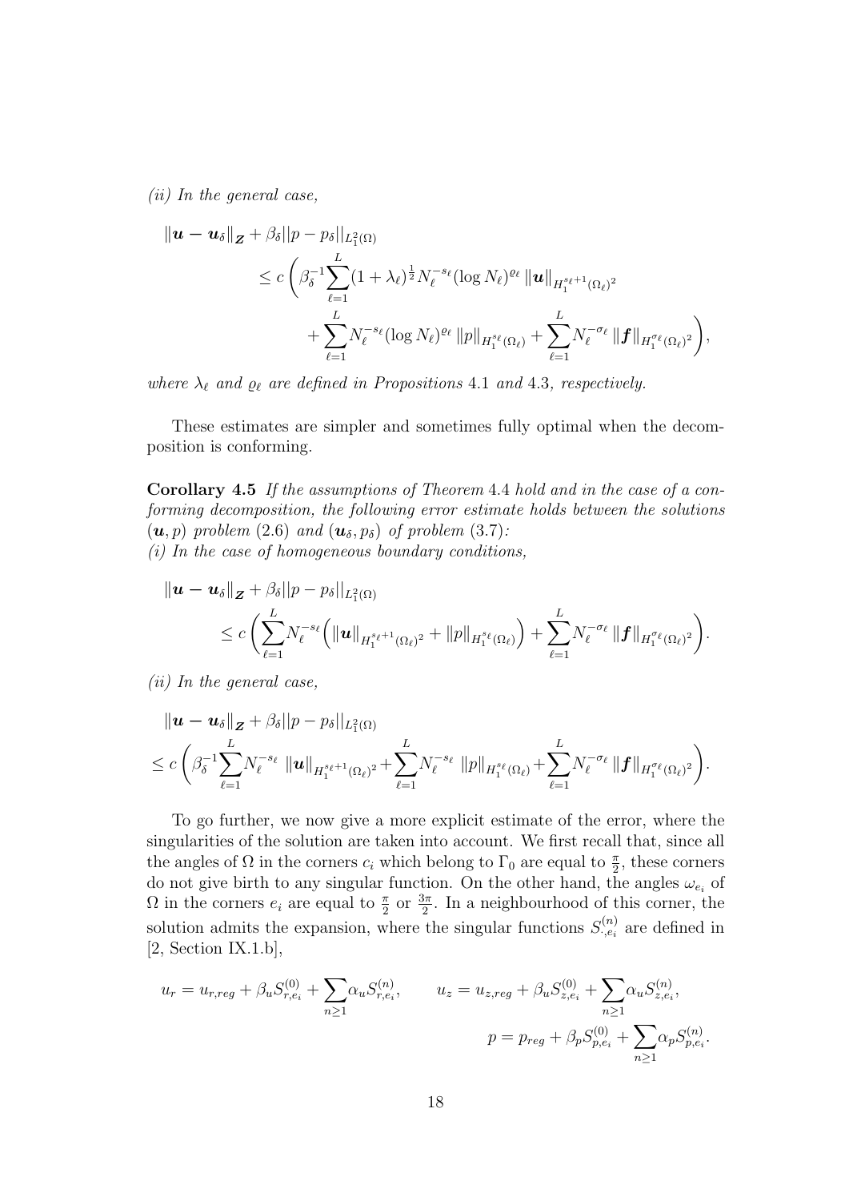*(ii) In the general case,*

$$\|\boldsymbol{u} - \boldsymbol{u}_\delta\|_{\boldsymbol{Z}} + \beta_\delta ||p - p_\delta||_{L^2_1(\Omega)} \\ \leq c \left( \beta_\delta^{-1} \sum_{\ell=1}^{L} (1+\lambda_\ell)^{\frac{1}{2}} N_\ell^{-s_\ell} (\log N_\ell)^{\varrho_\ell} \, \|\boldsymbol{u}\|_{H_1^{s_\ell+1}(\Omega_\ell)^2} \right. \\ \left. + \sum_{\ell=1}^{L} N_\ell^{-s_\ell} (\log N_\ell)^{\varrho_\ell} \, \|p\|_{H_1^{s_\ell}(\Omega_\ell)} + \sum_{\ell=1}^{L} N_\ell^{-\sigma_\ell} \, \|\boldsymbol{f}\|_{H_1^{\sigma_\ell}(\Omega_\ell)^2} \right),$$

*where $\lambda_\ell$ and $\varrho_\ell$ are defined in Propositions* 4.1 *and* 4.3*, respectively.*

These estimates are simpler and sometimes fully optimal when the decomposition is conforming.

**Corollary 4.5** *If the assumptions of Theorem* 4.4 *hold and in the case of a conforming decomposition, the following error estimate holds between the solutions $(\boldsymbol{u}, p)$ problem* (2.6) *and $(\boldsymbol{u}_\delta, p_\delta)$ of problem* (3.7)*:*
*(i) In the case of homogeneous boundary conditions,*

$$\|\boldsymbol{u} - \boldsymbol{u}_\delta\|_{\boldsymbol{Z}} + \beta_\delta ||p - p_\delta||_{L^2_1(\Omega)} \\ \leq c \left( \sum_{\ell=1}^{L} N_\ell^{-s_\ell} \Big( \|\boldsymbol{u}\|_{H_1^{s_\ell+1}(\Omega_\ell)^2} + \|p\|_{H_1^{s_\ell}(\Omega_\ell)} \Big) + \sum_{\ell=1}^{L} N_\ell^{-\sigma_\ell} \, \|\boldsymbol{f}\|_{H_1^{\sigma_\ell}(\Omega_\ell)^2} \right).$$

*(ii) In the general case,*

$$\|\boldsymbol{u} - \boldsymbol{u}_\delta\|_{\boldsymbol{Z}} + \beta_\delta ||p - p_\delta||_{L^2_1(\Omega)} \\ \leq c \left( \beta_\delta^{-1} \sum_{\ell=1}^{L} N_\ell^{-s_\ell} \, \|\boldsymbol{u}\|_{H_1^{s_\ell+1}(\Omega_\ell)^2} + \sum_{\ell=1}^{L} N_\ell^{-s_\ell} \, \|p\|_{H_1^{s_\ell}(\Omega_\ell)} + \sum_{\ell=1}^{L} N_\ell^{-\sigma_\ell} \, \|\boldsymbol{f}\|_{H_1^{\sigma_\ell}(\Omega_\ell)^2} \right).$$

To go further, we now give a more explicit estimate of the error, where the singularities of the solution are taken into account. We first recall that, since all the angles of $\Omega$ in the corners $c_i$ which belong to $\Gamma_0$ are equal to $\frac{\pi}{2}$, these corners do not give birth to any singular function. On the other hand, the angles $\omega_{e_i}$ of $\Omega$ in the corners $e_i$ are equal to $\frac{\pi}{2}$ or $\frac{3\pi}{2}$. In a neighbourhood of this corner, the solution admits the expansion, where the singular functions $S^{(n)}_{\cdot,e_i}$ are defined in [2, Section IX.1.b],

$$u_r = u_{r,reg} + \beta_u S^{(0)}_{r,e_i} + \sum_{n\geq 1} \alpha_u S^{(n)}_{r,e_i}, \qquad u_z = u_{z,reg} + \beta_u S^{(0)}_{z,e_i} + \sum_{n\geq 1} \alpha_u S^{(n)}_{z,e_i},$$

$$p = p_{reg} + \beta_p S^{(0)}_{p,e_i} + \sum_{n\geq 1} \alpha_p S^{(n)}_{p,e_i}.$$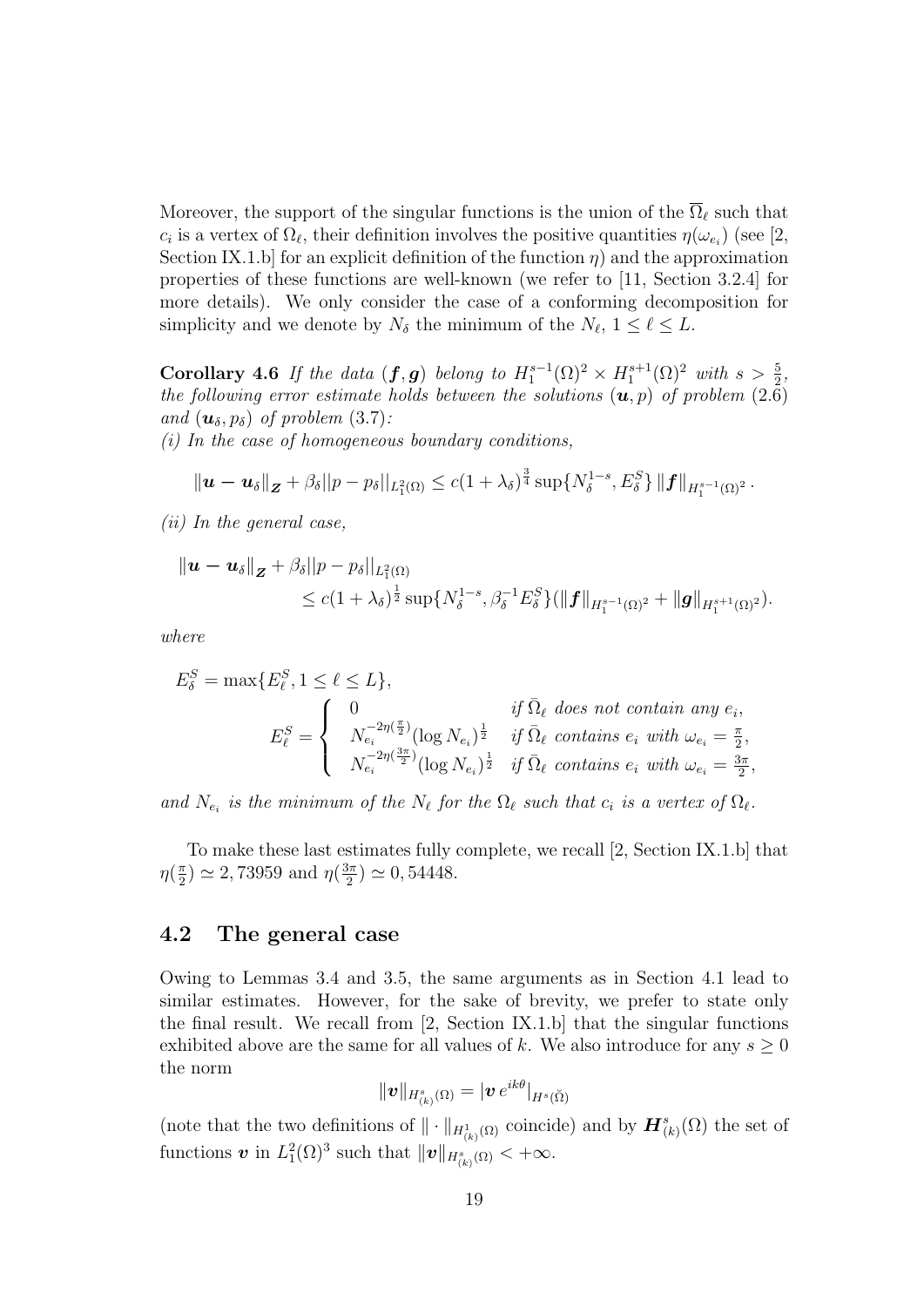Moreover, the support of the singular functions is the union of the $\overline{\Omega}_\ell$ such that $c_i$ is a vertex of $\Omega_\ell$, their definition involves the positive quantities $\eta(\omega_{e_i})$ (see [2, Section IX.1.b] for an explicit definition of the function $\eta$) and the approximation properties of these functions are well-known (we refer to [11, Section 3.2.4] for more details). We only consider the case of a conforming decomposition for simplicity and we denote by $N_\delta$ the minimum of the $N_\ell$, $1 \le \ell \le L$.

**Corollary 4.6** *If the data $(\boldsymbol{f}, \boldsymbol{g})$ belong to $H_1^{s-1}(\Omega)^2 \times H_1^{s+1}(\Omega)^2$ with $s > \frac{5}{2}$, the following error estimate holds between the solutions $(\boldsymbol{u}, p)$ of problem (2.6) and $(\boldsymbol{u}_\delta, p_\delta)$ of problem (3.7):*
*(i) In the case of homogeneous boundary conditions,*

$$\|\boldsymbol{u} - \boldsymbol{u}_\delta\|_{\boldsymbol{Z}} + \beta_\delta \|p - p_\delta\|_{L_1^2(\Omega)} \le c(1+\lambda_\delta)^{\frac{3}{4}} \sup\{N_\delta^{1-s}, E_\delta^S\} \, \|\boldsymbol{f}\|_{H_1^{s-1}(\Omega)^2}.$$

*(ii) In the general case,*

$$\begin{aligned} \|\boldsymbol{u} - \boldsymbol{u}_\delta\|_{\boldsymbol{Z}} &+ \beta_\delta \|p - p_\delta\|_{L_1^2(\Omega)} \\ &\le c(1+\lambda_\delta)^{\frac{1}{2}} \sup\{N_\delta^{1-s}, \beta_\delta^{-1} E_\delta^S\} (\|\boldsymbol{f}\|_{H_1^{s-1}(\Omega)^2} + \|\boldsymbol{g}\|_{H_1^{s+1}(\Omega)^2}). \end{aligned}$$

*where*

$$E_\delta^S = \max\{E_\ell^S, 1 \le \ell \le L\},$$
$$E_\ell^S = \begin{cases} 0 & \text{if } \bar{\Omega}_\ell \text{ does not contain any } e_i, \\ N_{e_i}^{-2\eta(\frac{\pi}{2})} (\log N_{e_i})^{\frac{1}{2}} & \text{if } \bar{\Omega}_\ell \text{ contains } e_i \text{ with } \omega_{e_i} = \frac{\pi}{2}, \\ N_{e_i}^{-2\eta(\frac{3\pi}{2})} (\log N_{e_i})^{\frac{1}{2}} & \text{if } \bar{\Omega}_\ell \text{ contains } e_i \text{ with } \omega_{e_i} = \frac{3\pi}{2}, \end{cases}$$

*and $N_{e_i}$ is the minimum of the $N_\ell$ for the $\Omega_\ell$ such that $c_i$ is a vertex of $\Omega_\ell$.*

To make these last estimates fully complete, we recall [2, Section IX.1.b] that $\eta(\frac{\pi}{2}) \simeq 2,73959$ and $\eta(\frac{3\pi}{2}) \simeq 0,54448$.

## 4.2 The general case

Owing to Lemmas 3.4 and 3.5, the same arguments as in Section 4.1 lead to similar estimates. However, for the sake of brevity, we prefer to state only the final result. We recall from [2, Section IX.1.b] that the singular functions exhibited above are the same for all values of $k$. We also introduce for any $s \ge 0$ the norm

$$\|\boldsymbol{v}\|_{H^s_{(k)}(\Omega)} = |\boldsymbol{v}\, e^{ik\theta}|_{H^s(\breve{\Omega})}$$

(note that the two definitions of $\|\cdot\|_{H^1_{(k)}(\Omega)}$ coincide) and by $\boldsymbol{H}^s_{(k)}(\Omega)$ the set of functions $\boldsymbol{v}$ in $L_1^2(\Omega)^3$ such that $\|\boldsymbol{v}\|_{H^s_{(k)}(\Omega)} < +\infty$.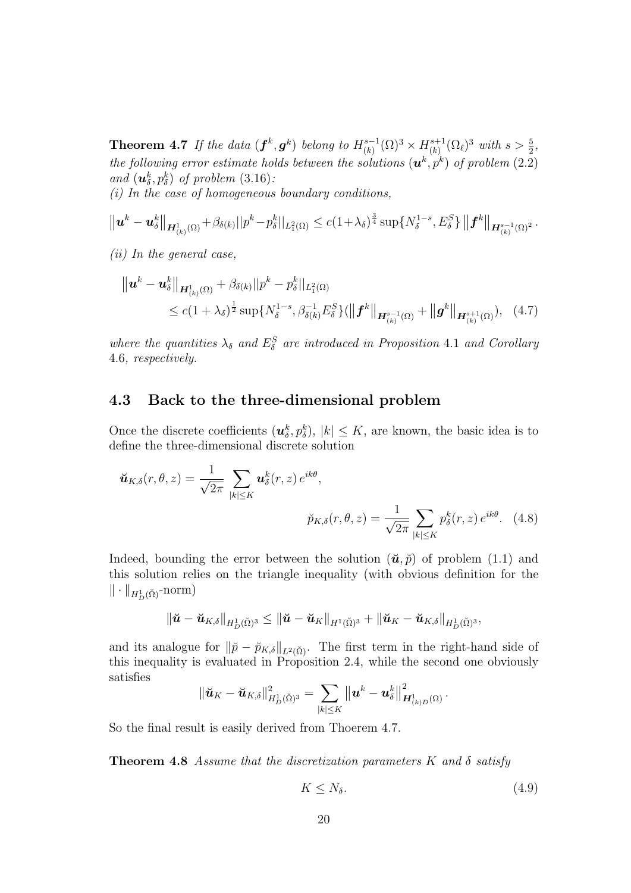**Theorem 4.7** *If the data $(\boldsymbol{f}^k, \boldsymbol{g}^k)$ belong to $H^{s-1}_{(k)}(\Omega)^3 \times H^{s+1}_{(k)}(\Omega_\ell)^3$ with $s > \frac{5}{2}$, the following error estimate holds between the solutions $(\boldsymbol{u}^k, p^k)$ of problem (2.2) and $(\boldsymbol{u}^k_\delta, p^k_\delta)$ of problem (3.16):*

*(i) In the case of homogeneous boundary conditions,*

$$\left\|\boldsymbol{u}^k - \boldsymbol{u}^k_\delta\right\|_{\boldsymbol{H}^1_{(k)}(\Omega)} + \beta_{\delta(k)} ||p^k - p^k_\delta||_{L^2_1(\Omega)} \leq c(1+\lambda_\delta)^{\frac{3}{4}} \sup\{N_\delta^{1-s}, E^S_\delta\} \left\|\boldsymbol{f}^k\right\|_{\boldsymbol{H}^{s-1}_{(k)}(\Omega)^2}.$$

*(ii) In the general case,*

$$\begin{aligned}
\left\|\boldsymbol{u}^k - \boldsymbol{u}^k_\delta\right\|_{\boldsymbol{H}^1_{(k)}(\Omega)} &+ \beta_{\delta(k)} ||p^k - p^k_\delta||_{L^2_1(\Omega)} \\
&\leq c(1+\lambda_\delta)^{\frac{1}{2}} \sup\{N_\delta^{1-s}, \beta^{-1}_{\delta(k)} E^S_\delta\} (\left\|\boldsymbol{f}^k\right\|_{\boldsymbol{H}^{s-1}_{(k)}(\Omega)} + \left\|\boldsymbol{g}^k\right\|_{\boldsymbol{H}^{s+1}_{(k)}(\Omega)}), \quad (4.7)
\end{aligned}$$

*where the quantities $\lambda_\delta$ and $E^S_\delta$ are introduced in Proposition 4.1 and Corollary 4.6, respectively.*

### 4.3 Back to the three-dimensional problem

Once the discrete coefficients $(\boldsymbol{u}^k_\delta, p^k_\delta)$, $|k| \leq K$, are known, the basic idea is to define the three-dimensional discrete solution

$$\breve{\boldsymbol{u}}_{K,\delta}(r,\theta,z) = \frac{1}{\sqrt{2\pi}} \sum_{|k|\leq K} \boldsymbol{u}^k_\delta(r,z)\, e^{ik\theta}, \qquad \breve{p}_{K,\delta}(r,\theta,z) = \frac{1}{\sqrt{2\pi}} \sum_{|k|\leq K} p^k_\delta(r,z)\, e^{ik\theta}. \quad (4.8)$$

Indeed, bounding the error between the solution $(\breve{\boldsymbol{u}}, \breve{p})$ of problem (1.1) and this solution relies on the triangle inequality (with obvious definition for the $\|\cdot\|_{H^1_D(\breve{\Omega})}$-norm)

$$\|\breve{\boldsymbol{u}} - \breve{\boldsymbol{u}}_{K,\delta}\|_{H^1_D(\breve{\Omega})^3} \leq \|\breve{\boldsymbol{u}} - \breve{\boldsymbol{u}}_K\|_{H^1(\breve{\Omega})^3} + \|\breve{\boldsymbol{u}}_K - \breve{\boldsymbol{u}}_{K,\delta}\|_{H^1_D(\breve{\Omega})^3},$$

and its analogue for $\|\breve{p} - \breve{p}_{K,\delta}\|_{L^2(\breve{\Omega})}$. The first term in the right-hand side of this inequality is evaluated in Proposition 2.4, while the second one obviously satisfies

$$\|\breve{\boldsymbol{u}}_K - \breve{\boldsymbol{u}}_{K,\delta}\|^2_{H^1_D(\breve{\Omega})^3} = \sum_{|k|\leq K} \left\|\boldsymbol{u}^k - \boldsymbol{u}^k_\delta\right\|^2_{\boldsymbol{H}^1_{(k)D}(\Omega)}.$$

So the final result is easily derived from Thoerem 4.7.

**Theorem 4.8** *Assume that the discretization parameters $K$ and $\delta$ satisfy*

$$K \leq N_\delta. \quad (4.9)$$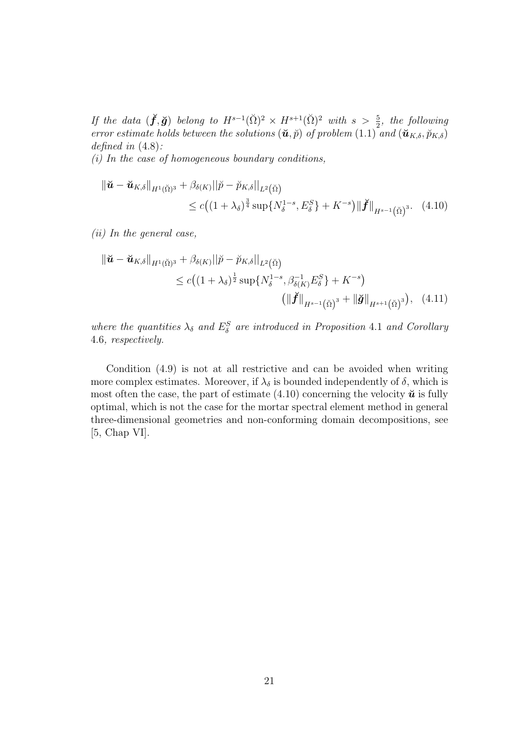*If the data $(\breve{\boldsymbol{f}}, \breve{\boldsymbol{g}})$ belong to $H^{s-1}(\breve{\Omega})^2 \times H^{s+1}(\breve{\Omega})^2$ with $s > \frac{5}{2}$, the following error estimate holds between the solutions $(\breve{\boldsymbol{u}}, \breve{p})$ of problem* (1.1) *and $(\breve{\boldsymbol{u}}_{K,\delta}, \breve{p}_{K,\delta})$ defined in* (4.8)*:*

*(i) In the case of homogeneous boundary conditions,*

$$
\begin{aligned}
\|\breve{\boldsymbol{u}} - \breve{\boldsymbol{u}}_{K,\delta}\|_{H^1(\breve{\Omega})^3} &+ \beta_{\delta(K)} \|\breve{p} - \breve{p}_{K,\delta}\|_{L^2(\breve{\Omega})} \\
&\leq c\big((1+\lambda_\delta)^{\frac{3}{4}} \sup\{N_\delta^{1-s}, E_\delta^S\} + K^{-s}\big) \|\breve{\boldsymbol{f}}\|_{H^{s-1}(\breve{\Omega})^3}. \quad (4.10)
\end{aligned}
$$

*(ii) In the general case,*

$$
\begin{aligned}
\|\breve{\boldsymbol{u}} - \breve{\boldsymbol{u}}_{K,\delta}\|_{H^1(\breve{\Omega})^3} &+ \beta_{\delta(K)} \|\breve{p} - \breve{p}_{K,\delta}\|_{L^2(\breve{\Omega})} \\
&\leq c\big((1+\lambda_\delta)^{\frac{1}{2}} \sup\{N_\delta^{1-s}, \beta_{\delta(K)}^{-1} E_\delta^S\} + K^{-s}\big) \\
&\qquad \big(\|\breve{\boldsymbol{f}}\|_{H^{s-1}(\breve{\Omega})^3} + \|\breve{\boldsymbol{g}}\|_{H^{s+1}(\breve{\Omega})^3}\big), \quad (4.11)
\end{aligned}
$$

*where the quantities $\lambda_\delta$ and $E_\delta^S$ are introduced in Proposition* 4.1 *and Corollary* 4.6*, respectively.*

Condition (4.9) is not at all restrictive and can be avoided when writing more complex estimates. Moreover, if $\lambda_\delta$ is bounded independently of $\delta$, which is most often the case, the part of estimate (4.10) concerning the velocity $\breve{\boldsymbol{u}}$ is fully optimal, which is not the case for the mortar spectral element method in general three-dimensional geometries and non-conforming domain decompositions, see [5, Chap VI].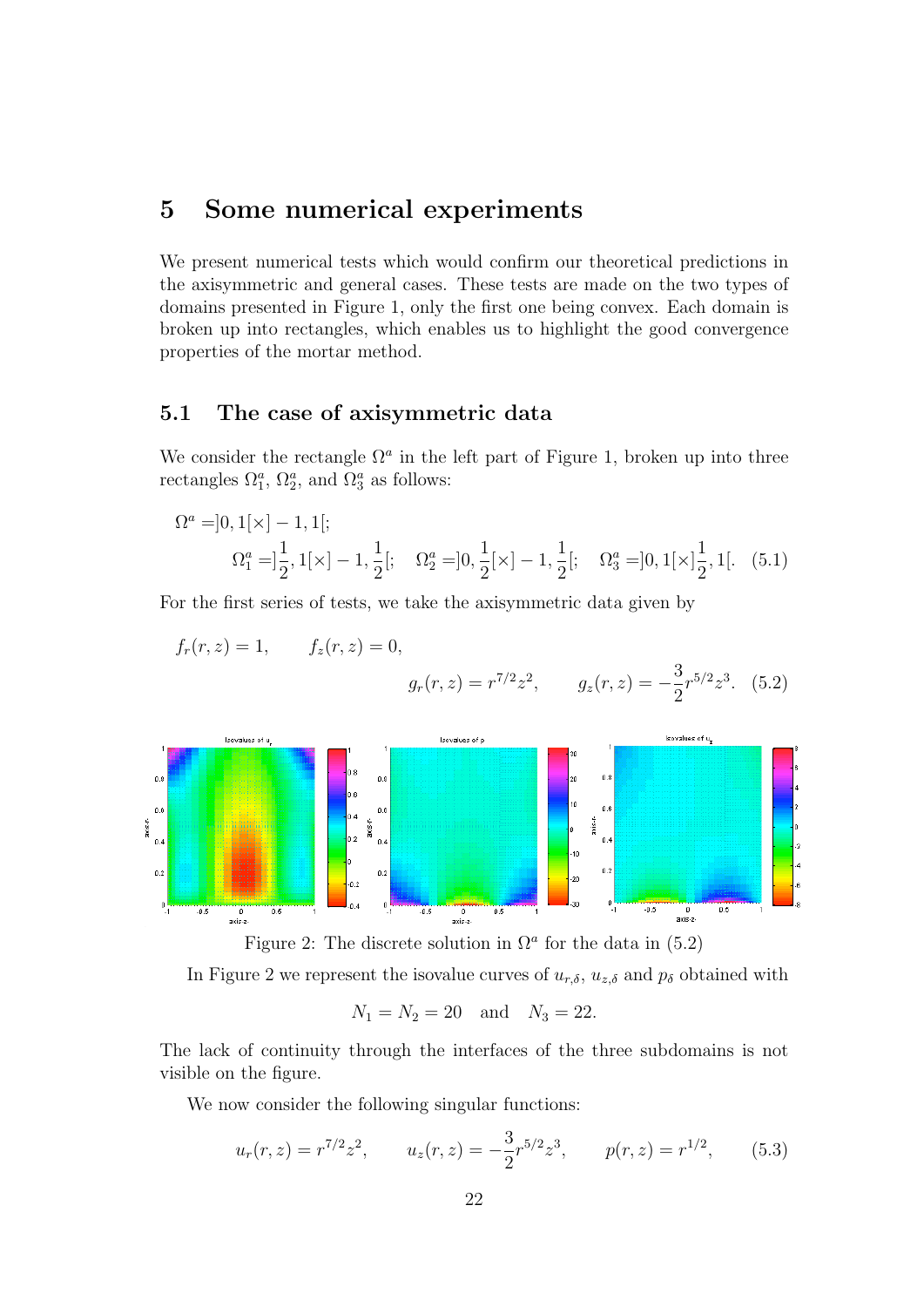# 5 Some numerical experiments

We present numerical tests which would confirm our theoretical predictions in the axisymmetric and general cases. These tests are made on the two types of domains presented in Figure 1, only the first one being convex. Each domain is broken up into rectangles, which enables us to highlight the good convergence properties of the mortar method.

## 5.1 The case of axisymmetric data

We consider the rectangle $\Omega^a$ in the left part of Figure 1, broken up into three rectangles $\Omega_1^a$, $\Omega_2^a$, and $\Omega_3^a$ as follows:

$$
\Omega^a = ]0,1[\times]-1,1[;
$$
$$
\Omega_1^a = ]\frac{1}{2},1[\times]-1,\frac{1}{2}[; \quad \Omega_2^a = ]0,\frac{1}{2}[\times]-1,\frac{1}{2}[; \quad \Omega_3^a = ]0,1[\times]\frac{1}{2},1[. \quad (5.1)
$$

For the first series of tests, we take the axisymmetric data given by

$$
f_r(r,z) = 1, \qquad f_z(r,z) = 0,
$$
$$
g_r(r,z) = r^{7/2}z^2, \qquad g_z(r,z) = -\frac{3}{2}r^{5/2}z^3. \quad (5.2)
$$

Figure 2: The discrete solution in $\Omega^a$ for the data in (5.2)

In Figure 2 we represent the isovalue curves of $u_{r,\delta}$, $u_{z,\delta}$ and $p_\delta$ obtained with

$$
N_1 = N_2 = 20 \quad \text{and} \quad N_3 = 22.
$$

The lack of continuity through the interfaces of the three subdomains is not visible on the figure.

We now consider the following singular functions:

$$
u_r(r,z) = r^{7/2}z^2, \qquad u_z(r,z) = -\frac{3}{2}r^{5/2}z^3, \qquad p(r,z) = r^{1/2}, \qquad (5.3)
$$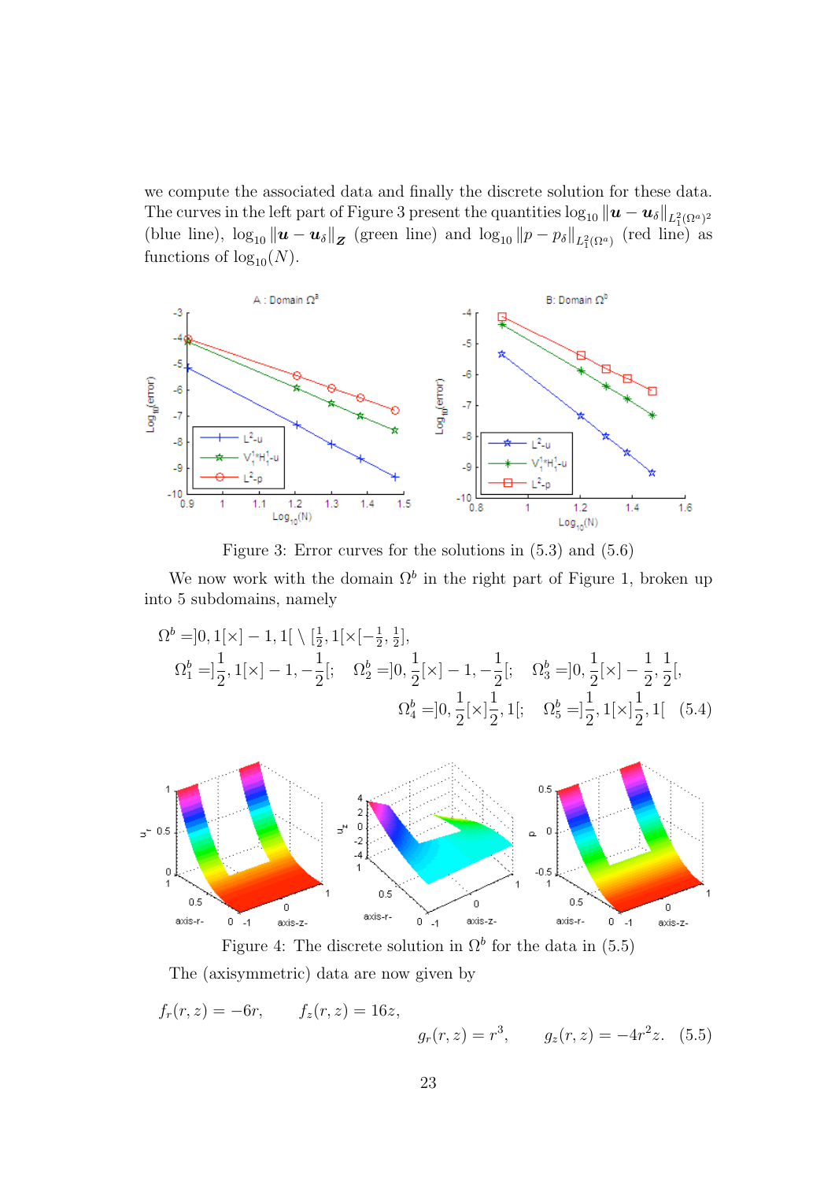we compute the associated data and finally the discrete solution for these data. The curves in the left part of Figure 3 present the quantities $\log_{10}\|\boldsymbol{u}-\boldsymbol{u}_\delta\|_{L^2_1(\Omega^a)^2}$ (blue line), $\log_{10}\|\boldsymbol{u}-\boldsymbol{u}_\delta\|_{\boldsymbol{Z}}$ (green line) and $\log_{10}\|p-p_\delta\|_{L^2_1(\Omega^a)}$ (red line) as functions of $\log_{10}(N)$.

Figure 3: Error curves for the solutions in (5.3) and (5.6)

We now work with the domain $\Omega^b$ in the right part of Figure 1, broken up into 5 subdomains, namely

$$
\begin{aligned}
\Omega^b = ]0,1[\times]-1,1[ \setminus [\tfrac{1}{2},1[\times[-\tfrac{1}{2},\tfrac{1}{2}],\\
\Omega^b_1 = ]\frac{1}{2},1[\times]-1,-\frac{1}{2}[;\quad \Omega^b_2 = ]0,\frac{1}{2}[\times]-1,-\frac{1}{2}[;\quad \Omega^b_3 = ]0,\frac{1}{2}[\times]-\frac{1}{2},\frac{1}{2}[,\\
\Omega^b_4 = ]0,\frac{1}{2}[\times]\frac{1}{2},1[;\quad \Omega^b_5 = ]\frac{1}{2},1[\times]\frac{1}{2},1[ \quad (5.4)
\end{aligned}
$$

Figure 4: The discrete solution in $\Omega^b$ for the data in (5.5)

The (axisymmetric) data are now given by

$$
f_r(r,z) = -6r, \qquad f_z(r,z) = 16z, \qquad g_r(r,z) = r^3, \qquad g_z(r,z) = -4r^2z. \quad (5.5)
$$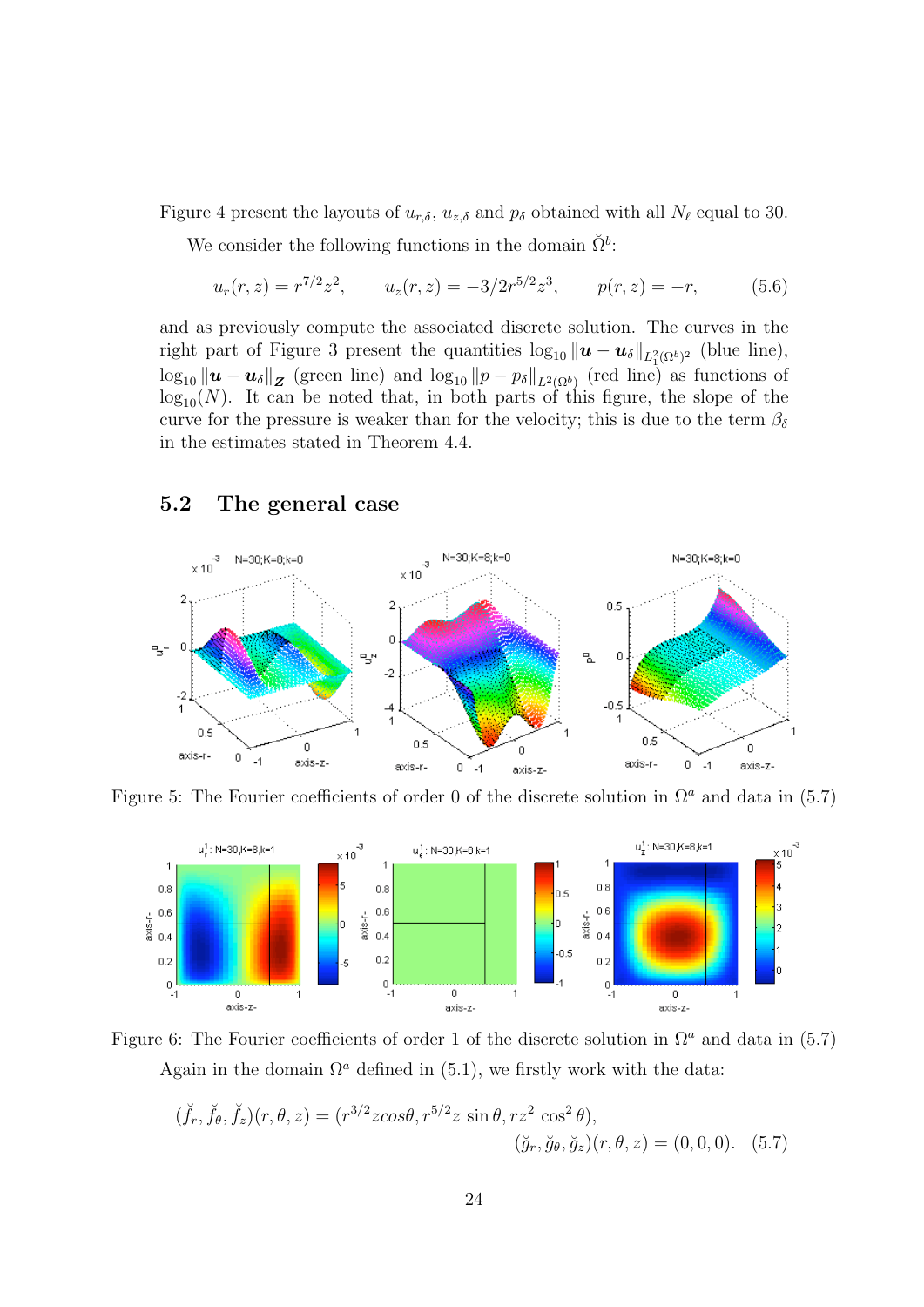Figure 4 present the layouts of $u_{r,\delta}$, $u_{z,\delta}$ and $p_\delta$ obtained with all $N_\ell$ equal to 30.

We consider the following functions in the domain $\breve{\Omega}^b$:

$$u_r(r,z) = r^{7/2}z^2, \qquad u_z(r,z) = -3/2r^{5/2}z^3, \qquad p(r,z) = -r, \tag{5.6}$$

and as previously compute the associated discrete solution. The curves in the right part of Figure 3 present the quantities $\log_{10}\|\boldsymbol{u}-\boldsymbol{u}_\delta\|_{L^2_1(\Omega^b)^2}$ (blue line), $\log_{10}\|\boldsymbol{u}-\boldsymbol{u}_\delta\|_{\boldsymbol{Z}}$ (green line) and $\log_{10}\|p-p_\delta\|_{L^2(\Omega^b)}$ (red line) as functions of $\log_{10}(N)$. It can be noted that, in both parts of this figure, the slope of the curve for the pressure is weaker than for the velocity; this is due to the term $\beta_\delta$ in the estimates stated in Theorem 4.4.

## 5.2 The general case

Figure 5: The Fourier coefficients of order 0 of the discrete solution in $\Omega^a$ and data in (5.7)

Figure 6: The Fourier coefficients of order 1 of the discrete solution in $\Omega^a$ and data in (5.7)

Again in the domain $\Omega^a$ defined in (5.1), we firstly work with the data:

$$(\breve{f}_r, \breve{f}_\theta, \breve{f}_z)(r,\theta,z) = (r^{3/2}z\cos\theta, r^{5/2}z\,\sin\theta, rz^2\,\cos^2\theta),$$
$$(\breve{g}_r, \breve{g}_\theta, \breve{g}_z)(r,\theta,z) = (0,0,0). \tag{5.7}$$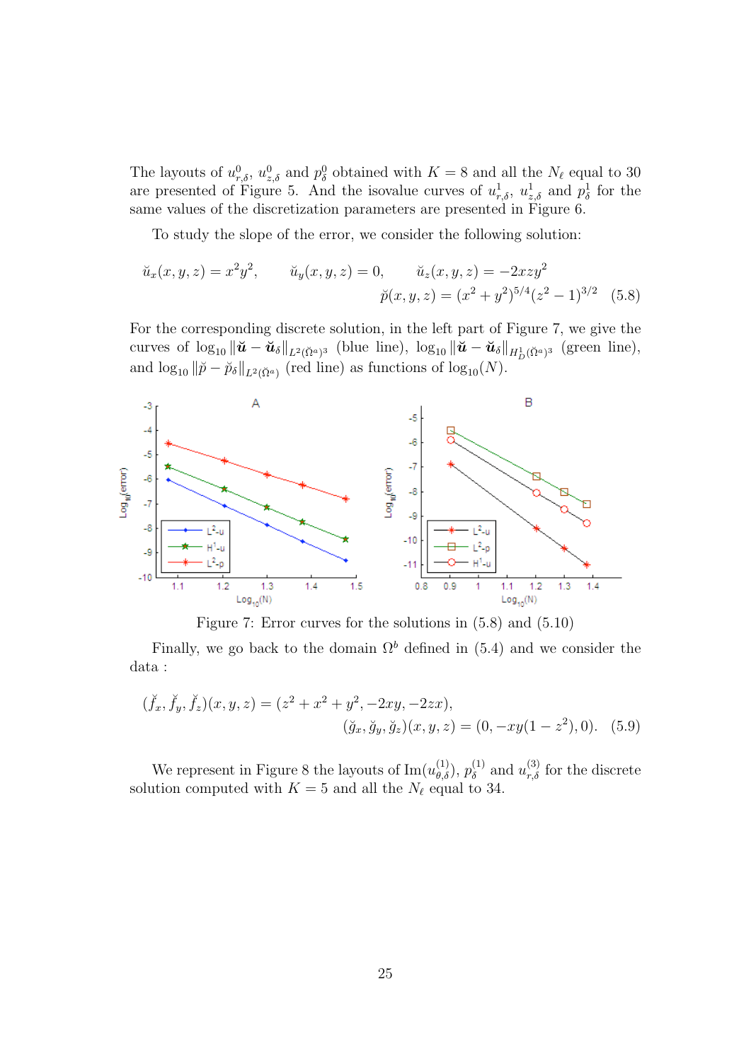The layouts of $u^0_{r,\delta}$, $u^0_{z,\delta}$ and $p^0_\delta$ obtained with $K = 8$ and all the $N_\ell$ equal to 30 are presented of Figure 5. And the isovalue curves of $u^1_{r,\delta}$, $u^1_{z,\delta}$ and $p^1_\delta$ for the same values of the discretization parameters are presented in Figure 6.

To study the slope of the error, we consider the following solution:

$$\breve{u}_x(x, y, z) = x^2 y^2, \qquad \breve{u}_y(x, y, z) = 0, \qquad \breve{u}_z(x, y, z) = -2xzy^2$$
$$\breve{p}(x, y, z) = (x^2 + y^2)^{5/4}(z^2 - 1)^{3/2} \quad (5.8)$$

For the corresponding discrete solution, in the left part of Figure 7, we give the curves of $\log_{10} \|\breve{\boldsymbol{u}} - \breve{\boldsymbol{u}}_\delta\|_{L^2(\breve{\Omega}^a)^3}$ (blue line), $\log_{10} \|\breve{\boldsymbol{u}} - \breve{\boldsymbol{u}}_\delta\|_{H^1_D(\breve{\Omega}^a)^3}$ (green line), and $\log_{10} \|\breve{p} - \breve{p}_\delta\|_{L^2(\breve{\Omega}^a)}$ (red line) as functions of $\log_{10}(N)$.

Figure 7: Error curves for the solutions in (5.8) and (5.10)

Finally, we go back to the domain $\Omega^b$ defined in (5.4) and we consider the data :

$$(\breve{f}_x, \breve{f}_y, \breve{f}_z)(x, y, z) = (z^2 + x^2 + y^2, -2xy, -2zx),$$
$$(\breve{g}_x, \breve{g}_y, \breve{g}_z)(x, y, z) = (0, -xy(1 - z^2), 0). \quad (5.9)$$

We represent in Figure 8 the layouts of $\mathrm{Im}(u^{(1)}_{\theta,\delta})$, $p^{(1)}_\delta$ and $u^{(3)}_{r,\delta}$ for the discrete solution computed with $K = 5$ and all the $N_\ell$ equal to 34.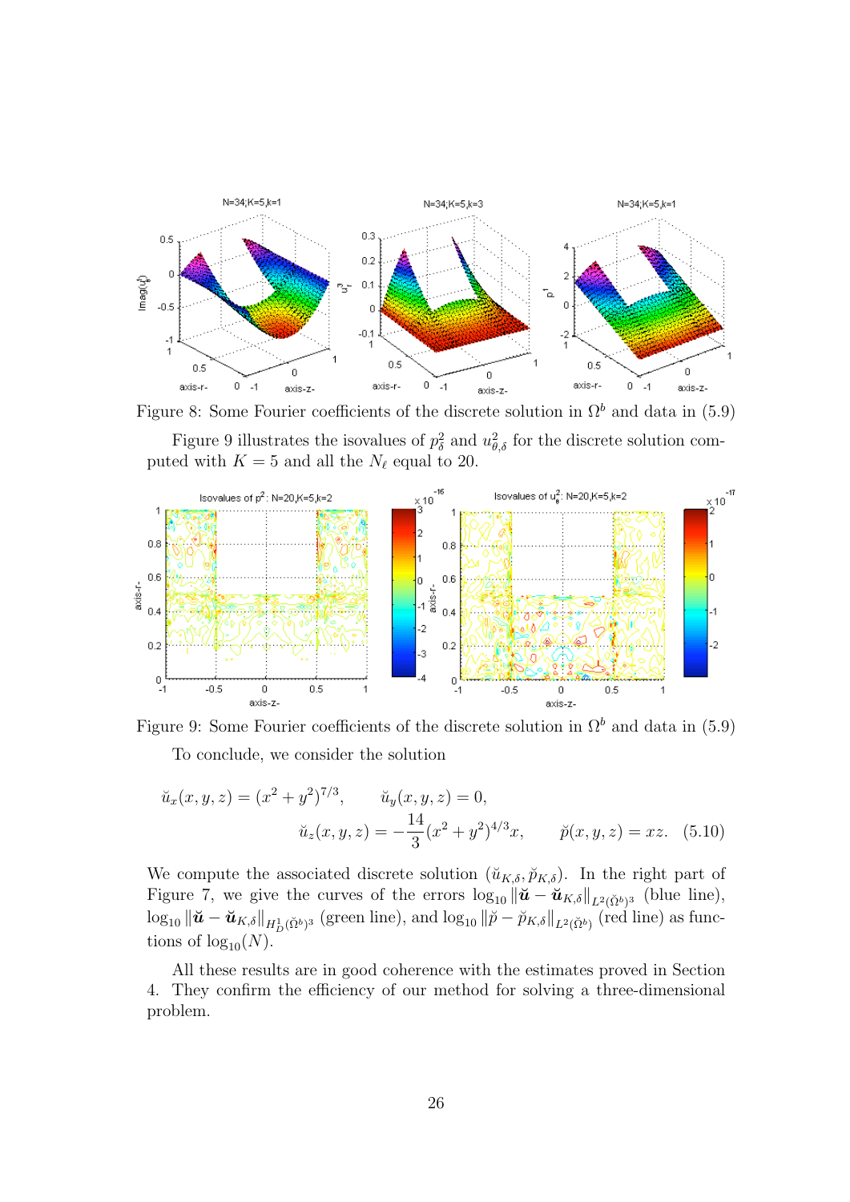Figure 8: Some Fourier coefficients of the discrete solution in $\Omega^b$ and data in (5.9)

Figure 9 illustrates the isovalues of $p_\delta^2$ and $u_{\theta,\delta}^2$ for the discrete solution computed with $K = 5$ and all the $N_\ell$ equal to 20.

Figure 9: Some Fourier coefficients of the discrete solution in $\Omega^b$ and data in (5.9)

To conclude, we consider the solution

$$\breve{u}_x(x,y,z) = (x^2+y^2)^{7/3}, \qquad \breve{u}_y(x,y,z) = 0,$$
$$\breve{u}_z(x,y,z) = -\frac{14}{3}(x^2+y^2)^{4/3}x, \qquad \breve{p}(x,y,z) = xz. \quad (5.10)$$

We compute the associated discrete solution $(\breve{u}_{K,\delta}, \breve{p}_{K,\delta})$. In the right part of Figure 7, we give the curves of the errors $\log_{10} \|\breve{\boldsymbol{u}} - \breve{\boldsymbol{u}}_{K,\delta}\|_{L^2(\breve{\Omega}^b)^3}$ (blue line), $\log_{10} \|\breve{\boldsymbol{u}} - \breve{\boldsymbol{u}}_{K,\delta}\|_{H_D^1(\breve{\Omega}^b)^3}$ (green line), and $\log_{10} \|\breve{p} - \breve{p}_{K,\delta}\|_{L^2(\breve{\Omega}^b)}$ (red line) as functions of $\log_{10}(N)$.

All these results are in good coherence with the estimates proved in Section 4. They confirm the efficiency of our method for solving a three-dimensional problem.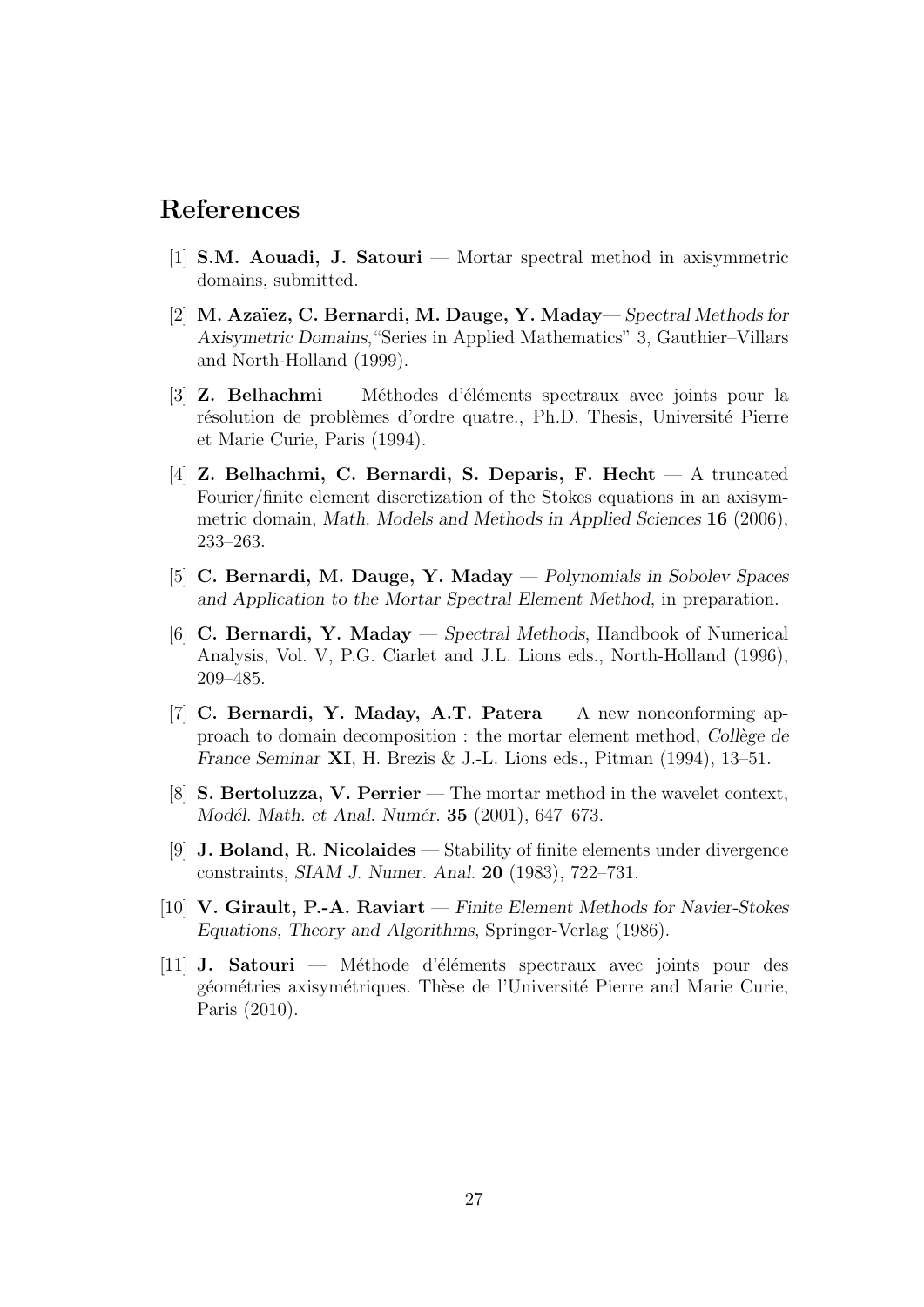## References

[1] **S.M. Aouadi, J. Satouri** — Mortar spectral method in axisymmetric domains, submitted.

[2] **M. Azaïez, C. Bernardi, M. Dauge, Y. Maday**— *Spectral Methods for Axisymetric Domains*,"Series in Applied Mathematics" 3, Gauthier–Villars and North-Holland (1999).

[3] **Z. Belhachmi** — Méthodes d'éléments spectraux avec joints pour la résolution de problèmes d'ordre quatre., Ph.D. Thesis, Université Pierre et Marie Curie, Paris (1994).

[4] **Z. Belhachmi, C. Bernardi, S. Deparis, F. Hecht** — A truncated Fourier/finite element discretization of the Stokes equations in an axisymmetric domain, *Math. Models and Methods in Applied Sciences* **16** (2006), 233–263.

[5] **C. Bernardi, M. Dauge, Y. Maday** — *Polynomials in Sobolev Spaces and Application to the Mortar Spectral Element Method*, in preparation.

[6] **C. Bernardi, Y. Maday** — *Spectral Methods*, Handbook of Numerical Analysis, Vol. V, P.G. Ciarlet and J.L. Lions eds., North-Holland (1996), 209–485.

[7] **C. Bernardi, Y. Maday, A.T. Patera** — A new nonconforming approach to domain decomposition : the mortar element method, *Collège de France Seminar* **XI**, H. Brezis & J.-L. Lions eds., Pitman (1994), 13–51.

[8] **S. Bertoluzza, V. Perrier** — The mortar method in the wavelet context, *Modél. Math. et Anal. Numér.* **35** (2001), 647–673.

[9] **J. Boland, R. Nicolaides** — Stability of finite elements under divergence constraints, *SIAM J. Numer. Anal.* **20** (1983), 722–731.

[10] **V. Girault, P.-A. Raviart** — *Finite Element Methods for Navier-Stokes Equations, Theory and Algorithms*, Springer-Verlag (1986).

[11] **J. Satouri** — Méthode d'éléments spectraux avec joints pour des géométries axisymétriques. Thèse de l'Université Pierre and Marie Curie, Paris (2010).